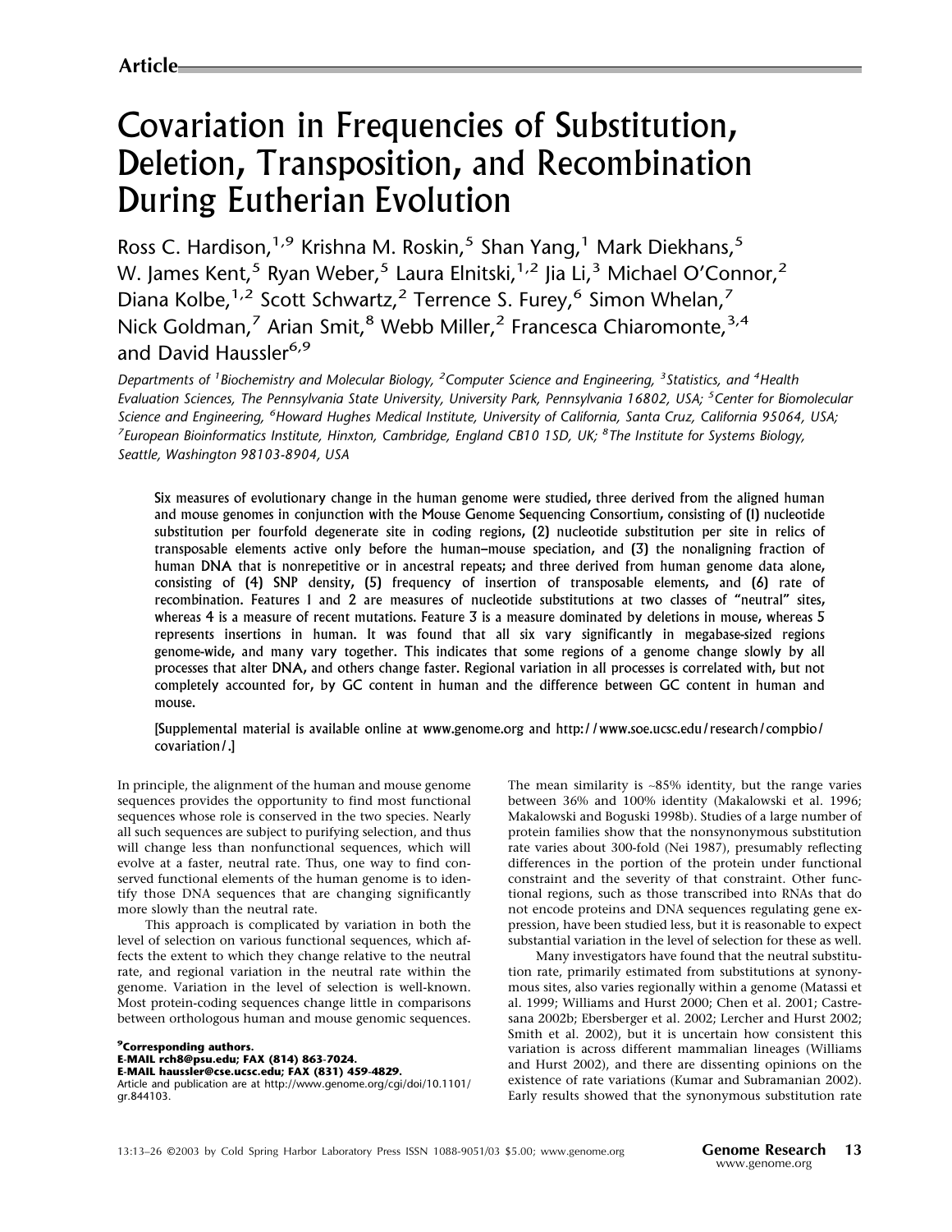**Article**

# Covariation in Frequencies of Substitution, Deletion, Transposition, and Recombination During Eutherian Evolution

Ross C. Hardison,[1,9] Krishna M. Roskin,[5] Shan Yang,[1] Mark Diekhans,[5] W. James Kent,[5] Ryan Weber,[5] Laura Elnitski,[1,2] Jia Li,[3] Michael O'Connor,[2] Diana Kolbe,[1,2] Scott Schwartz,[2] Terrence S. Furey,[6] Simon Whelan,[7] Nick Goldman,[7] Arian Smit,[8] Webb Miller,[2] Francesca Chiaromonte,[3,4] and David Haussler[6,9]

*Departments of [1]Biochemistry and Molecular Biology, [2]Computer Science and Engineering, [3]Statistics, and [4]Health Evaluation Sciences, The Pennsylvania State University, University Park, Pennsylvania 16802, USA; [5]Center for Biomolecular Science and Engineering, [6]Howard Hughes Medical Institute, University of California, Santa Cruz, California 95064, USA; [7]European Bioinformatics Institute, Hinxton, Cambridge, England CB10 1SD, UK; [8]The Institute for Systems Biology, Seattle, Washington 98103-8904, USA*

**Six measures of evolutionary change in the human genome were studied, three derived from the aligned human and mouse genomes in conjunction with the Mouse Genome Sequencing Consortium, consisting of (1) nucleotide substitution per fourfold degenerate site in coding regions, (2) nucleotide substitution per site in relics of transposable elements active only before the human–mouse speciation, and (3) the nonaligning fraction of human DNA that is nonrepetitive or in ancestral repeats; and three derived from human genome data alone, consisting of (4) SNP density, (5) frequency of insertion of transposable elements, and (6) rate of recombination. Features 1 and 2 are measures of nucleotide substitutions at two classes of "neutral" sites, whereas 4 is a measure of recent mutations. Feature 3 is a measure dominated by deletions in mouse, whereas 5 represents insertions in human. It was found that all six vary significantly in megabase-sized regions genome-wide, and many vary together. This indicates that some regions of a genome change slowly by all processes that alter DNA, and others change faster. Regional variation in all processes is correlated with, but not completely accounted for, by GC content in human and the difference between GC content in human and mouse.**

**[Supplemental material is available online at www.genome.org and http://www.soe.ucsc.edu/research/compbio/covariation/.]**

In principle, the alignment of the human and mouse genome sequences provides the opportunity to find most functional sequences whose role is conserved in the two species. Nearly all such sequences are subject to purifying selection, and thus will change less than nonfunctional sequences, which will evolve at a faster, neutral rate. Thus, one way to find conserved functional elements of the human genome is to identify those DNA sequences that are changing significantly more slowly than the neutral rate.

This approach is complicated by variation in both the level of selection on various functional sequences, which affects the extent to which they change relative to the neutral rate, and regional variation in the neutral rate within the genome. Variation in the level of selection is well-known. Most protein-coding sequences change little in comparisons between orthologous human and mouse genomic sequences. The mean similarity is ~85% identity, but the range varies between 36% and 100% identity (Makalowski et al. 1996; Makalowski and Boguski 1998b). Studies of a large number of protein families show that the nonsynonymous substitution rate varies about 300-fold (Nei 1987), presumably reflecting differences in the portion of the protein under functional constraint and the severity of that constraint. Other functional regions, such as those transcribed into RNAs that do not encode proteins and DNA sequences regulating gene expression, have been studied less, but it is reasonable to expect substantial variation in the level of selection for these as well.

Many investigators have found that the neutral substitution rate, primarily estimated from substitutions at synonymous sites, also varies regionally within a genome (Matassi et al. 1999; Williams and Hurst 2000; Chen et al. 2001; Castresana 2002b; Ebersberger et al. 2002; Lercher and Hurst 2002; Smith et al. 2002), but it is uncertain how consistent this variation is across different mammalian lineages (Williams and Hurst 2002), and there are dissenting opinions on the existence of rate variations (Kumar and Subramanian 2002). Early results showed that the synonymous substitution rate

[9]**Corresponding authors.**
**E-MAIL rch8@psu.edu; FAX (814) 863-7024.**
**E-MAIL haussler@cse.ucsc.edu; FAX (831) 459-4829.**
Article and publication are at http://www.genome.org/cgi/doi/10.1101/gr.844103.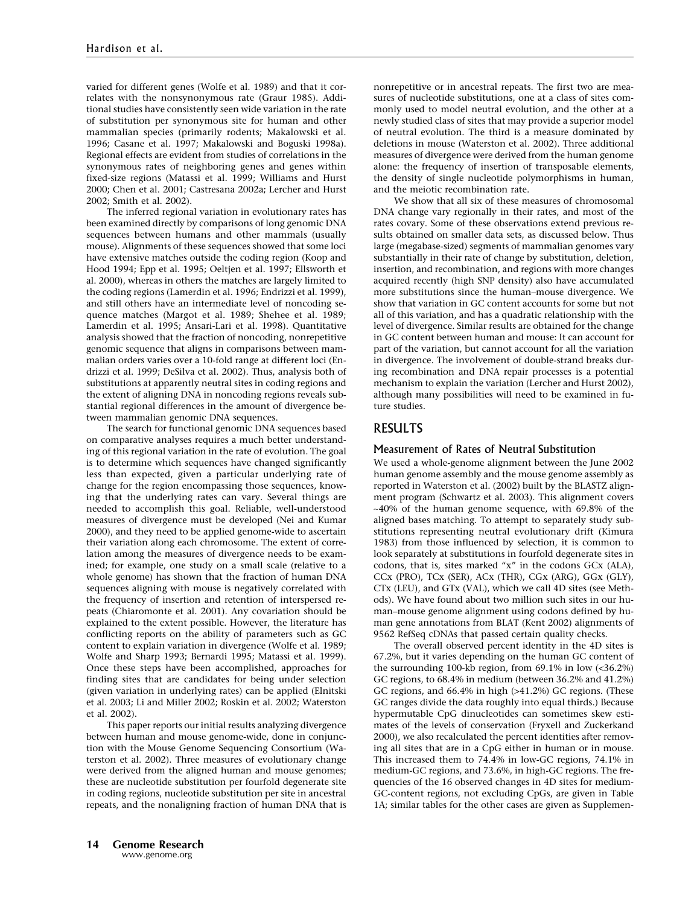varied for different genes (Wolfe et al. 1989) and that it correlates with the nonsynonymous rate (Graur 1985). Additional studies have consistently seen wide variation in the rate of substitution per synonymous site for human and other mammalian species (primarily rodents; Makalowski et al. 1996; Casane et al. 1997; Makalowski and Boguski 1998a). Regional effects are evident from studies of correlations in the synonymous rates of neighboring genes and genes within fixed-size regions (Matassi et al. 1999; Williams and Hurst 2000; Chen et al. 2001; Castresana 2002a; Lercher and Hurst 2002; Smith et al. 2002).

The inferred regional variation in evolutionary rates has been examined directly by comparisons of long genomic DNA sequences between humans and other mammals (usually mouse). Alignments of these sequences showed that some loci have extensive matches outside the coding region (Koop and Hood 1994; Epp et al. 1995; Oeltjen et al. 1997; Ellsworth et al. 2000), whereas in others the matches are largely limited to the coding regions (Lamerdin et al. 1996; Endrizzi et al. 1999), and still others have an intermediate level of noncoding sequence matches (Margot et al. 1989; Shehee et al. 1989; Lamerdin et al. 1995; Ansari-Lari et al. 1998). Quantitative analysis showed that the fraction of noncoding, nonrepetitive genomic sequence that aligns in comparisons between mammalian orders varies over a 10-fold range at different loci (Endrizzi et al. 1999; DeSilva et al. 2002). Thus, analysis both of substitutions at apparently neutral sites in coding regions and the extent of aligning DNA in noncoding regions reveals substantial regional differences in the amount of divergence between mammalian genomic DNA sequences.

The search for functional genomic DNA sequences based on comparative analyses requires a much better understanding of this regional variation in the rate of evolution. The goal is to determine which sequences have changed significantly less than expected, given a particular underlying rate of change for the region encompassing those sequences, knowing that the underlying rates can vary. Several things are needed to accomplish this goal. Reliable, well-understood measures of divergence must be developed (Nei and Kumar 2000), and they need to be applied genome-wide to ascertain their variation along each chromosome. The extent of correlation among the measures of divergence needs to be examined; for example, one study on a small scale (relative to a whole genome) has shown that the fraction of human DNA sequences aligning with mouse is negatively correlated with the frequency of insertion and retention of interspersed repeats (Chiaromonte et al. 2001). Any covariation should be explained to the extent possible. However, the literature has conflicting reports on the ability of parameters such as GC content to explain variation in divergence (Wolfe et al. 1989; Wolfe and Sharp 1993; Bernardi 1995; Matassi et al. 1999). Once these steps have been accomplished, approaches for finding sites that are candidates for being under selection (given variation in underlying rates) can be applied (Elnitski et al. 2003; Li and Miller 2002; Roskin et al. 2002; Waterston et al. 2002).

This paper reports our initial results analyzing divergence between human and mouse genome-wide, done in conjunction with the Mouse Genome Sequencing Consortium (Waterston et al. 2002). Three measures of evolutionary change were derived from the aligned human and mouse genomes; these are nucleotide substitution per fourfold degenerate site in coding regions, nucleotide substitution per site in ancestral repeats, and the nonaligning fraction of human DNA that is nonrepetitive or in ancestral repeats. The first two are measures of nucleotide substitutions, one at a class of sites commonly used to model neutral evolution, and the other at a newly studied class of sites that may provide a superior model of neutral evolution. The third is a measure dominated by deletions in mouse (Waterston et al. 2002). Three additional measures of divergence were derived from the human genome alone: the frequency of insertion of transposable elements, the density of single nucleotide polymorphisms in human, and the meiotic recombination rate.

We show that all six of these measures of chromosomal DNA change vary regionally in their rates, and most of the rates covary. Some of these observations extend previous results obtained on smaller data sets, as discussed below. Thus large (megabase-sized) segments of mammalian genomes vary substantially in their rate of change by substitution, deletion, insertion, and recombination, and regions with more changes acquired recently (high SNP density) also have accumulated more substitutions since the human–mouse divergence. We show that variation in GC content accounts for some but not all of this variation, and has a quadratic relationship with the level of divergence. Similar results are obtained for the change in GC content between human and mouse: It can account for part of the variation, but cannot account for all the variation in divergence. The involvement of double-strand breaks during recombination and DNA repair processes is a potential mechanism to explain the variation (Lercher and Hurst 2002), although many possibilities will need to be examined in future studies.

# RESULTS

## Measurement of Rates of Neutral Substitution

We used a whole-genome alignment between the June 2002 human genome assembly and the mouse genome assembly as reported in Waterston et al. (2002) built by the BLASTZ alignment program (Schwartz et al. 2003). This alignment covers ~40% of the human genome sequence, with 69.8% of the aligned bases matching. To attempt to separately study substitutions representing neutral evolutionary drift (Kimura 1983) from those influenced by selection, it is common to look separately at substitutions in fourfold degenerate sites in codons, that is, sites marked "x" in the codons GCx (ALA), CCx (PRO), TCx (SER), ACx (THR), CGx (ARG), GGx (GLY), CTx (LEU), and GTx (VAL), which we call 4D sites (see Methods). We have found about two million such sites in our human–mouse genome alignment using codons defined by human gene annotations from BLAT (Kent 2002) alignments of 9562 RefSeq cDNAs that passed certain quality checks.

The overall observed percent identity in the 4D sites is 67.2%, but it varies depending on the human GC content of the surrounding 100-kb region, from 69.1% in low (<36.2%) GC regions, to 68.4% in medium (between 36.2% and 41.2%) GC regions, and 66.4% in high (>41.2%) GC regions. (These GC ranges divide the data roughly into equal thirds.) Because hypermutable CpG dinucleotides can sometimes skew estimates of the levels of conservation (Fryxell and Zuckerkand 2000), we also recalculated the percent identities after removing all sites that are in a CpG either in human or in mouse. This increased them to 74.4% in low-GC regions, 74.1% in medium-GC regions, and 73.6%, in high-GC regions. The frequencies of the 16 observed changes in 4D sites for medium-GC-content regions, not excluding CpGs, are given in Table 1A; similar tables for the other cases are given as Supplemen-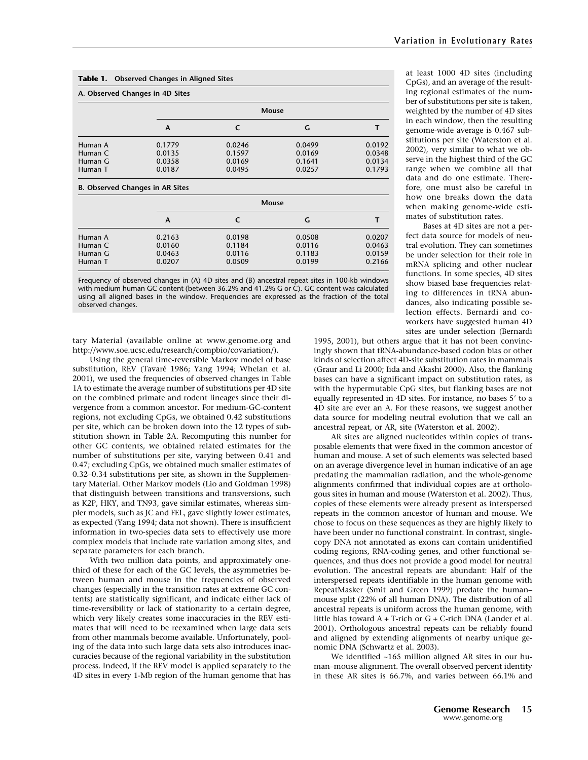**Table 1. Observed Changes in Aligned Sites**

**A. Observed Changes in 4D Sites**

| | Mouse | | | |
|---|---|---|---|---|
| | A | C | G | T |
| Human A | 0.1779 | 0.0246 | 0.0499 | 0.0192 |
| Human C | 0.0135 | 0.1597 | 0.0169 | 0.0348 |
| Human G | 0.0358 | 0.0169 | 0.1641 | 0.0134 |
| Human T | 0.0187 | 0.0495 | 0.0257 | 0.1793 |

**B. Observed Changes in AR Sites**

| | Mouse | | | |
|---|---|---|---|---|
| | A | C | G | T |
| Human A | 0.2163 | 0.0198 | 0.0508 | 0.0207 |
| Human C | 0.0160 | 0.1184 | 0.0116 | 0.0463 |
| Human G | 0.0463 | 0.0116 | 0.1183 | 0.0159 |
| Human T | 0.0207 | 0.0509 | 0.0199 | 0.2166 |

Frequency of observed changes in (A) 4D sites and (B) ancestral repeat sites in 100-kb windows with medium human GC content (between 36.2% and 41.2% G or C). GC content was calculated using all aligned bases in the window. Frequencies are expressed as the fraction of the total observed changes.

tary Material (available online at www.genome.org and http://www.soe.ucsc.edu/research/compbio/covariation/).

Using the general time-reversible Markov model of base substitution, REV (Tavaré 1986; Yang 1994; Whelan et al. 2001), we used the frequencies of observed changes in Table 1A to estimate the average number of substitutions per 4D site on the combined primate and rodent lineages since their divergence from a common ancestor. For medium-GC-content regions, not excluding CpGs, we obtained 0.42 substitutions per site, which can be broken down into the 12 types of substitution shown in Table 2A. Recomputing this number for other GC contents, we obtained related estimates for the number of substitutions per site, varying between 0.41 and 0.47; excluding CpGs, we obtained much smaller estimates of 0.32–0.34 substitutions per site, as shown in the Supplementary Material. Other Markov models (Lio and Goldman 1998) that distinguish between transitions and transversions, such as K2P, HKY, and TN93, gave similar estimates, whereas simpler models, such as JC and FEL, gave slightly lower estimates, as expected (Yang 1994; data not shown). There is insufficient information in two-species data sets to effectively use more complex models that include rate variation among sites, and separate parameters for each branch.

With two million data points, and approximately one-third of these for each of the GC levels, the asymmetries between human and mouse in the frequencies of observed changes (especially in the transition rates at extreme GC contents) are statistically significant, and indicate either lack of time-reversibility or lack of stationarity to a certain degree, which very likely creates some inaccuracies in the REV estimates that will need to be reexamined when large data sets from other mammals become available. Unfortunately, pooling of the data into such large data sets also introduces inaccuracies because of the regional variability in the substitution process. Indeed, if the REV model is applied separately to the 4D sites in every 1-Mb region of the human genome that has at least 1000 4D sites (including CpGs), and an average of the resulting regional estimates of the number of substitutions per site is taken, weighted by the number of 4D sites in each window, then the resulting genome-wide average is 0.467 substitutions per site (Waterston et al. 2002), very similar to what we observe in the highest third of the GC range when we combine all that data and do one estimate. Therefore, one must also be careful in how one breaks down the data when making genome-wide estimates of substitution rates.

Bases at 4D sites are not a perfect data source for models of neutral evolution. They can sometimes be under selection for their role in mRNA splicing and other nuclear functions. In some species, 4D sites show biased base frequencies relating to differences in tRNA abundances, also indicating possible selection effects. Bernardi and coworkers have suggested human 4D sites are under selection (Bernardi 1995, 2001), but others argue that it has not been convincingly shown that tRNA-abundance-based codon bias or other kinds of selection affect 4D-site substitution rates in mammals (Graur and Li 2000; Iida and Akashi 2000). Also, the flanking bases can have a significant impact on substitution rates, as with the hypermutable CpG sites, but flanking bases are not equally represented in 4D sites. For instance, no bases 5′ to a 4D site are ever an A. For these reasons, we suggest another data source for modeling neutral evolution that we call an ancestral repeat, or AR, site (Waterston et al. 2002).

AR sites are aligned nucleotides within copies of transposable elements that were fixed in the common ancestor of human and mouse. A set of such elements was selected based on an average divergence level in human indicative of an age predating the mammalian radiation, and the whole-genome alignments confirmed that individual copies are at orthologous sites in human and mouse (Waterston et al. 2002). Thus, copies of these elements were already present as interspersed repeats in the common ancestor of human and mouse. We chose to focus on these sequences as they are highly likely to have been under no functional constraint. In contrast, single-copy DNA not annotated as exons can contain unidentified coding regions, RNA-coding genes, and other functional sequences, and thus does not provide a good model for neutral evolution. The ancestral repeats are abundant: Half of the interspersed repeats identifiable in the human genome with RepeatMasker (Smit and Green 1999) predate the human–mouse split (22% of all human DNA). The distribution of all ancestral repeats is uniform across the human genome, with little bias toward A + T-rich or G + C-rich DNA (Lander et al. 2001). Orthologous ancestral repeats can be reliably found and aligned by extending alignments of nearby unique genomic DNA (Schwartz et al. 2003).

We identified ~165 million aligned AR sites in our human–mouse alignment. The overall observed percent identity in these AR sites is 66.7%, and varies between 66.1% and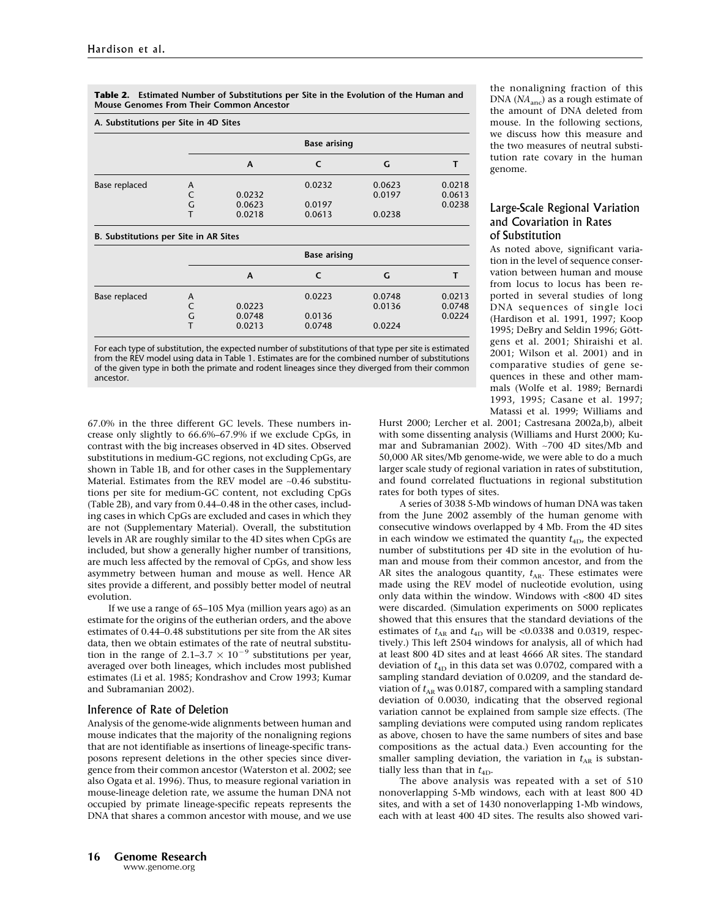**Table 2. Estimated Number of Substitutions per Site in the Evolution of the Human and Mouse Genomes From Their Common Ancestor**

**A. Substitutions per Site in 4D Sites**

| | | Base arising | | | |
|---|---|---|---|---|---|
| | | A | C | G | T |
| Base replaced | A | | 0.0232 | 0.0623 | 0.0218 |
| | C | 0.0232 | | 0.0197 | 0.0613 |
| | G | 0.0623 | 0.0197 | | 0.0238 |
| | T | 0.0218 | 0.0613 | 0.0238 | |

**B. Substitutions per Site in AR Sites**

| | | Base arising | | | |
|---|---|---|---|---|---|
| | | A | C | G | T |
| Base replaced | A | | 0.0223 | 0.0748 | 0.0213 |
| | C | 0.0223 | | 0.0136 | 0.0748 |
| | G | 0.0748 | 0.0136 | | 0.0224 |
| | T | 0.0213 | 0.0748 | 0.0224 | |

For each type of substitution, the expected number of substitutions of that type per site is estimated from the REV model using data in Table 1. Estimates are for the combined number of substitutions of the given type in both the primate and rodent lineages since they diverged from their common ancestor.

67.0% in the three different GC levels. These numbers increase only slightly to 66.6%–67.9% if we exclude CpGs, in contrast with the big increases observed in 4D sites. Observed substitutions in medium-GC regions, not excluding CpGs, are shown in Table 1B, and for other cases in the Supplementary Material. Estimates from the REV model are ~0.46 substitutions per site for medium-GC content, not excluding CpGs (Table 2B), and vary from 0.44–0.48 in the other cases, including cases in which CpGs are excluded and cases in which they are not (Supplementary Material). Overall, the substitution levels in AR are roughly similar to the 4D sites when CpGs are included, but show a generally higher number of transitions, are much less affected by the removal of CpGs, and show less asymmetry between human and mouse as well. Hence AR sites provide a different, and possibly better model of neutral evolution.

If we use a range of 65–105 Mya (million years ago) as an estimate for the origins of the eutherian orders, and the above estimates of 0.44–0.48 substitutions per site from the AR sites data, then we obtain estimates of the rate of neutral substitution in the range of $2.1–3.7 \times 10^{-9}$ substitutions per year, averaged over both lineages, which includes most published estimates (Li et al. 1985; Kondrashov and Crow 1993; Kumar and Subramanian 2002).

## Inference of Rate of Deletion

Analysis of the genome-wide alignments between human and mouse indicates that the majority of the nonaligning regions that are not identifiable as insertions of lineage-specific transposons represent deletions in the other species since divergence from their common ancestor (Waterston et al. 2002; see also Ogata et al. 1996). Thus, to measure regional variation in mouse-lineage deletion rate, we assume the human DNA not occupied by primate lineage-specific repeats represents the DNA that shares a common ancestor with mouse, and we use the nonaligning fraction of this DNA ($NA_{anc}$) as a rough estimate of the amount of DNA deleted from mouse. In the following sections, we discuss how this measure and the two measures of neutral substitution rate covary in the human genome.

## Large-Scale Regional Variation and Covariation in Rates of Substitution

As noted above, significant variation in the level of sequence conservation between human and mouse from locus to locus has been reported in several studies of long DNA sequences of single loci (Hardison et al. 1991, 1997; Koop 1995; DeBry and Seldin 1996; Göttgens et al. 2001; Shiraishi et al. 2001; Wilson et al. 2001) and in comparative studies of gene sequences in these and other mammals (Wolfe et al. 1989; Bernardi 1993, 1995; Casane et al. 1997; Matassi et al. 1999; Williams and Hurst 2000; Lercher et al. 2001; Castresana 2002a,b), albeit with some dissenting analysis (Williams and Hurst 2000; Kumar and Subramanian 2002). With ~700 4D sites/Mb and 50,000 AR sites/Mb genome-wide, we were able to do a much larger scale study of regional variation in rates of substitution, and found correlated fluctuations in regional substitution rates for both types of sites.

A series of 3038 5-Mb windows of human DNA was taken from the June 2002 assembly of the human genome with consecutive windows overlapped by 4 Mb. From the 4D sites in each window we estimated the quantity $t_{4D}$, the expected number of substitutions per 4D site in the evolution of human and mouse from their common ancestor, and from the AR sites the analogous quantity, $t_{AR}$. These estimates were made using the REV model of nucleotide evolution, using only data within the window. Windows with <800 4D sites were discarded. (Simulation experiments on 5000 replicates showed that this ensures that the standard deviations of the estimates of $t_{AR}$ and $t_{4D}$ will be <0.0338 and 0.0319, respectively.) This left 2504 windows for analysis, all of which had at least 800 4D sites and at least 4666 AR sites. The standard deviation of $t_{4D}$ in this data set was 0.0702, compared with a sampling standard deviation of 0.0209, and the standard deviation of $t_{AR}$ was 0.0187, compared with a sampling standard deviation of 0.0030, indicating that the observed regional variation cannot be explained from sample size effects. (The sampling deviations were computed using random replicates as above, chosen to have the same numbers of sites and base compositions as the actual data.) Even accounting for the smaller sampling deviation, the variation in $t_{AR}$ is substantially less than that in $t_{4D}$.

The above analysis was repeated with a set of 510 nonoverlapping 5-Mb windows, each with at least 800 4D sites, and with a set of 1430 nonoverlapping 1-Mb windows, each with at least 400 4D sites. The results also showed vari-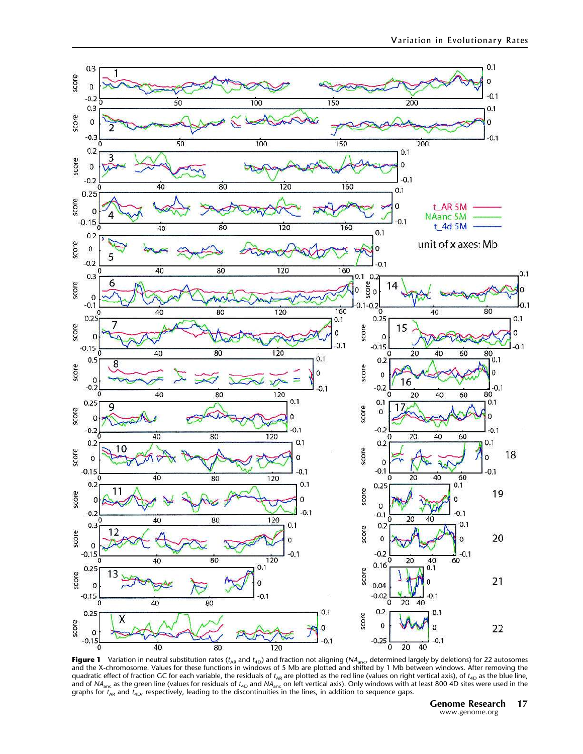**Figure 1** Variation in neutral substitution rates ($t_{AR}$ and $t_{4D}$) and fraction not aligning ($NA_{anc}$, determined largely by deletions) for 22 autosomes and the X-chromosome. Values for these functions in windows of 5 Mb are plotted and shifted by 1 Mb between windows. After removing the quadratic effect of fraction GC for each variable, the residuals of $t_{AR}$ are plotted as the red line (values on right vertical axis), of $t_{4D}$ as the blue line, and of $NA_{anc}$ as the green line (values for residuals of $t_{4D}$ and $NA_{anc}$ on left vertical axis). Only windows with at least 800 4D sites were used in the graphs for $t_{AR}$ and $t_{4D}$, respectively, leading to the discontinuities in the lines, in addition to sequence gaps.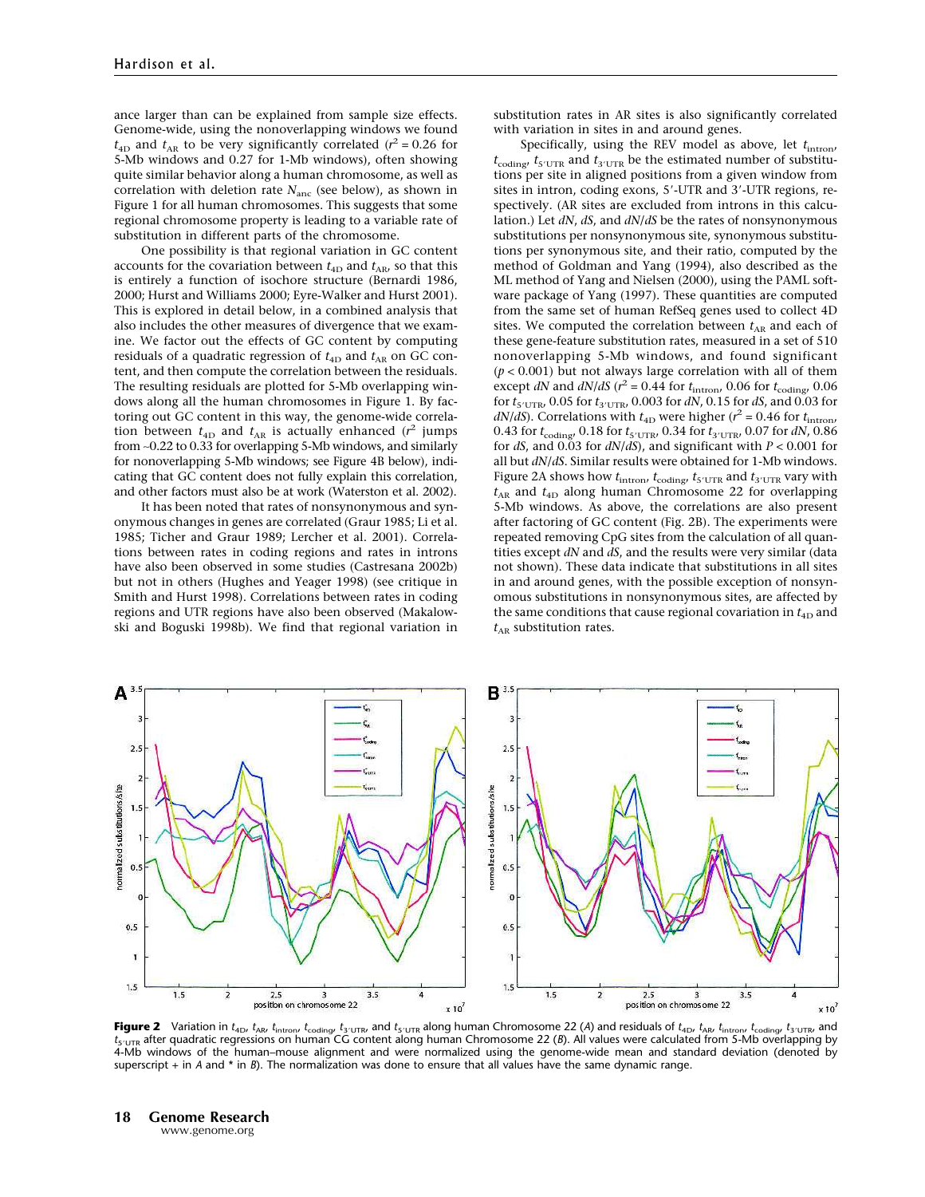ance larger than can be explained from sample size effects. Genome-wide, using the nonoverlapping windows we found $t_{4D}$ and $t_{AR}$ to be very significantly correlated ($r^2 = 0.26$ for 5-Mb windows and 0.27 for 1-Mb windows), often showing quite similar behavior along a human chromosome, as well as correlation with deletion rate $N_{anc}$ (see below), as shown in Figure 1 for all human chromosomes. This suggests that some regional chromosome property is leading to a variable rate of substitution in different parts of the chromosome.

One possibility is that regional variation in GC content accounts for the covariation between $t_{4D}$ and $t_{AR}$, so that this is entirely a function of isochore structure (Bernardi 1986, 2000; Hurst and Williams 2000; Eyre-Walker and Hurst 2001). This is explored in detail below, in a combined analysis that also includes the other measures of divergence that we examine. We factor out the effects of GC content by computing residuals of a quadratic regression of $t_{4D}$ and $t_{AR}$ on GC content, and then compute the correlation between the residuals. The resulting residuals are plotted for 5-Mb overlapping windows along all the human chromosomes in Figure 1. By factoring out GC content in this way, the genome-wide correlation between $t_{4D}$ and $t_{AR}$ is actually enhanced ($r^2$ jumps from ~0.22 to 0.33 for overlapping 5-Mb windows, and similarly for nonoverlapping 5-Mb windows; see Figure 4B below), indicating that GC content does not fully explain this correlation, and other factors must also be at work (Waterston et al. 2002).

It has been noted that rates of nonsynonymous and synonymous changes in genes are correlated (Graur 1985; Li et al. 1985; Ticher and Graur 1989; Lercher et al. 2001). Correlations between rates in coding regions and rates in introns have also been observed in some studies (Castresana 2002b) but not in others (Hughes and Yeager 1998) (see critique in Smith and Hurst 1998). Correlations between rates in coding regions and UTR regions have also been observed (Makalowski and Boguski 1998b). We find that regional variation in substitution rates in AR sites is also significantly correlated with variation in sites in and around genes.

Specifically, using the REV model as above, let $t_{intron}$, $t_{coding}$, $t_{5'UTR}$ and $t_{3'UTR}$ be the estimated number of substitutions per site in aligned positions from a given window from sites in intron, coding exons, 5′-UTR and 3′-UTR regions, respectively. (AR sites are excluded from introns in this calculation.) Let $dN$, $dS$, and $dN/dS$ be the rates of nonsynonymous substitutions per nonsynonymous site, synonymous substitutions per synonymous site, and their ratio, computed by the method of Goldman and Yang (1994), also described as the ML method of Yang and Nielsen (2000), using the PAML software package of Yang (1997). These quantities are computed from the same set of human RefSeq genes used to collect 4D sites. We computed the correlation between $t_{AR}$ and each of these gene-feature substitution rates, measured in a set of 510 nonoverlapping 5-Mb windows, and found significant ($p < 0.001$) but not always large correlation with all of them except $dN$ and $dN/dS$ ($r^2 = 0.44$ for $t_{intron}$, 0.06 for $t_{coding}$, 0.06 for $t_{5'UTR}$, 0.05 for $t_{3'UTR}$, 0.003 for $dN$, 0.15 for $dS$, and 0.03 for $dN/dS$). Correlations with $t_{4D}$ were higher ($r^2 = 0.46$ for $t_{intron}$, 0.43 for $t_{coding}$, 0.18 for $t_{5'UTR}$, 0.34 for $t_{3'UTR}$, 0.07 for $dN$, 0.86 for $dS$, and 0.03 for $dN/dS$), and significant with $P < 0.001$ for all but $dN/dS$. Similar results were obtained for 1-Mb windows. Figure 2A shows how $t_{intron}$, $t_{coding}$, $t_{5'UTR}$ and $t_{3'UTR}$ vary with $t_{AR}$ and $t_{4D}$ along human Chromosome 22 for overlapping 5-Mb windows. As above, the correlations are also present after factoring of GC content (Fig. 2B). The experiments were repeated removing CpG sites from the calculation of all quantities except $dN$ and $dS$, and the results were very similar (data not shown). These data indicate that substitutions in all sites in and around genes, with the possible exception of nonsynonymous substitutions in nonsynonymous sites, are affected by the same conditions that cause regional covariation in $t_{4D}$ and $t_{AR}$ substitution rates.

**Figure 2** Variation in $t_{4D}$, $t_{AR}$, $t_{intron}$, $t_{coding}$, $t_{3'UTR}$, and $t_{5'UTR}$ along human Chromosome 22 (A) and residuals of $t_{4D}$, $t_{AR}$, $t_{intron}$, $t_{coding}$, $t_{3'UTR}$, and $t_{5'UTR}$ after quadratic regressions on human CG content along human Chromosome 22 (B). All values were calculated from 5-Mb overlapping by 4-Mb windows of the human–mouse alignment and were normalized using the genome-wide mean and standard deviation (denoted by superscript + in A and * in B). The normalization was done to ensure that all values have the same dynamic range.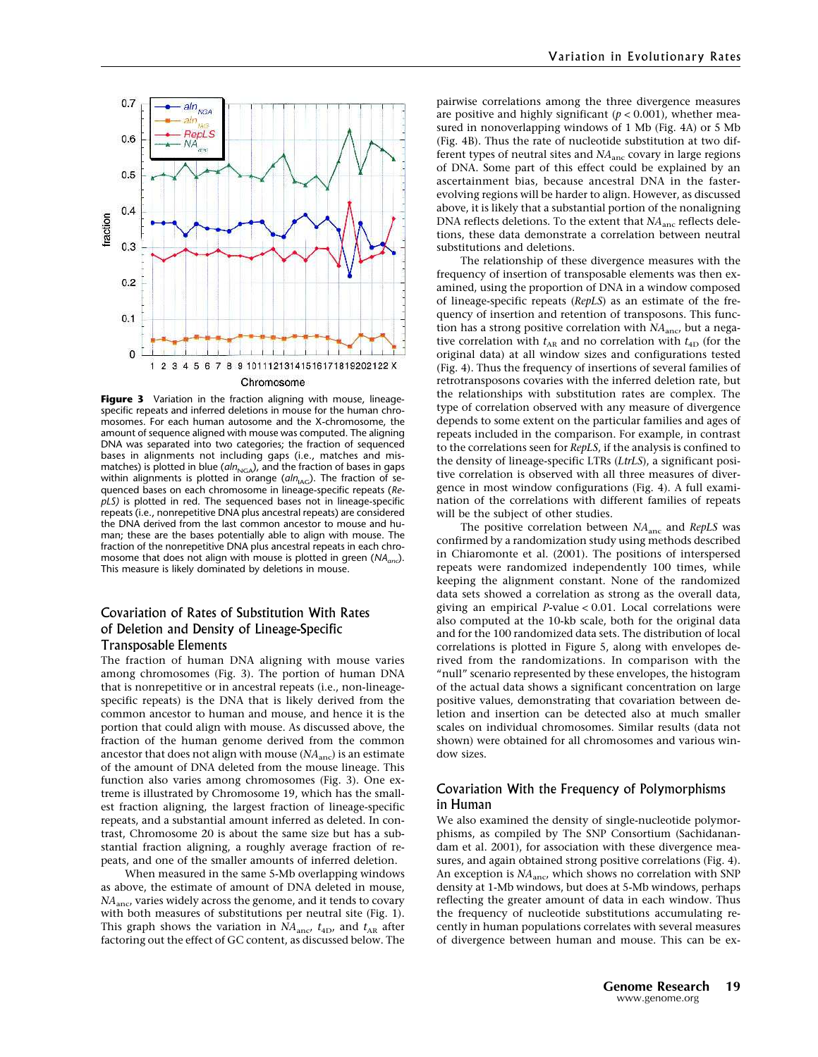**Figure 3** Variation in the fraction aligning with mouse, lineage-specific repeats and inferred deletions in mouse for the human chromosomes. For each human autosome and the X-chromosome, the amount of sequence aligned with mouse was computed. The aligning DNA was separated into two categories; the fraction of sequenced bases in alignments not including gaps (i.e., matches and mismatches) is plotted in blue ($aln_{NGA}$), and the fraction of bases in gaps within alignments is plotted in orange ($aln_{IAG}$). The fraction of sequenced bases on each chromosome in lineage-specific repeats (*RepLS*) is plotted in red. The sequenced bases not in lineage-specific repeats (i.e., nonrepetitive DNA plus ancestral repeats) are considered the DNA derived from the last common ancestor to mouse and human; these are the bases potentially able to align with mouse. The fraction of the nonrepetitive DNA plus ancestral repeats in each chromosome that does not align with mouse is plotted in green ($NA_{anc}$). This measure is likely dominated by deletions in mouse.

## Covariation of Rates of Substitution With Rates of Deletion and Density of Lineage-Specific Transposable Elements

The fraction of human DNA aligning with mouse varies among chromosomes (Fig. 3). The portion of human DNA that is nonrepetitive or in ancestral repeats (i.e., non-lineage-specific repeats) is the DNA that is likely derived from the common ancestor to human and mouse, and hence it is the portion that could align with mouse. As discussed above, the fraction of the human genome derived from the common ancestor that does not align with mouse ($NA_{anc}$) is an estimate of the amount of DNA deleted from the mouse lineage. This function also varies among chromosomes (Fig. 3). One extreme is illustrated by Chromosome 19, which has the smallest fraction aligning, the largest fraction of lineage-specific repeats, and a substantial amount inferred as deleted. In contrast, Chromosome 20 is about the same size but has a substantial fraction aligning, a roughly average fraction of repeats, and one of the smaller amounts of inferred deletion.

When measured in the same 5-Mb overlapping windows as above, the estimate of amount of DNA deleted in mouse, $NA_{anc}$, varies widely across the genome, and it tends to covary with both measures of substitutions per neutral site (Fig. 1). This graph shows the variation in $NA_{anc}$, $t_{4D}$, and $t_{AR}$ after factoring out the effect of GC content, as discussed below. The pairwise correlations among the three divergence measures are positive and highly significant ($p < 0.001$), whether measured in nonoverlapping windows of 1 Mb (Fig. 4A) or 5 Mb (Fig. 4B). Thus the rate of nucleotide substitution at two different types of neutral sites and $NA_{anc}$ covary in large regions of DNA. Some part of this effect could be explained by an ascertainment bias, because ancestral DNA in the faster-evolving regions will be harder to align. However, as discussed above, it is likely that a substantial portion of the nonaligning DNA reflects deletions. To the extent that $NA_{anc}$ reflects deletions, these data demonstrate a correlation between neutral substitutions and deletions.

The relationship of these divergence measures with the frequency of insertion of transposable elements was then examined, using the proportion of DNA in a window composed of lineage-specific repeats (*RepLS*) as an estimate of the frequency of insertion and retention of transposons. This function has a strong positive correlation with $NA_{anc}$, but a negative correlation with $t_{AR}$ and no correlation with $t_{4D}$ (for the original data) at all window sizes and configurations tested (Fig. 4). Thus the frequency of insertions of several families of retrotransposons covaries with the inferred deletion rate, but the relationships with substitution rates are complex. The type of correlation observed with any measure of divergence depends to some extent on the particular families and ages of repeats included in the comparison. For example, in contrast to the correlations seen for *RepLS*, if the analysis is confined to the density of lineage-specific LTRs (*LtrLS*), a significant positive correlation is observed with all three measures of divergence in most window configurations (Fig. 4). A full examination of the correlations with different families of repeats will be the subject of other studies.

The positive correlation between $NA_{anc}$ and *RepLS* was confirmed by a randomization study using methods described in Chiaromonte et al. (2001). The positions of interspersed repeats were randomized independently 100 times, while keeping the alignment constant. None of the randomized data sets showed a correlation as strong as the overall data, giving an empirical $P$-value < 0.01. Local correlations were also computed at the 10-kb scale, both for the original data and for the 100 randomized data sets. The distribution of local correlations is plotted in Figure 5, along with envelopes derived from the randomizations. In comparison with the "null" scenario represented by these envelopes, the histogram of the actual data shows a significant concentration on large positive values, demonstrating that covariation between deletion and insertion can be detected also at much smaller scales on individual chromosomes. Similar results (data not shown) were obtained for all chromosomes and various window sizes.

## Covariation With the Frequency of Polymorphisms in Human

We also examined the density of single-nucleotide polymorphisms, as compiled by The SNP Consortium (Sachidanandam et al. 2001), for association with these divergence measures, and again obtained strong positive correlations (Fig. 4). An exception is $NA_{anc}$, which shows no correlation with SNP density at 1-Mb windows, but does at 5-Mb windows, perhaps reflecting the greater amount of data in each window. Thus the frequency of nucleotide substitutions accumulating recently in human populations correlates with several measures of divergence between human and mouse. This can be ex-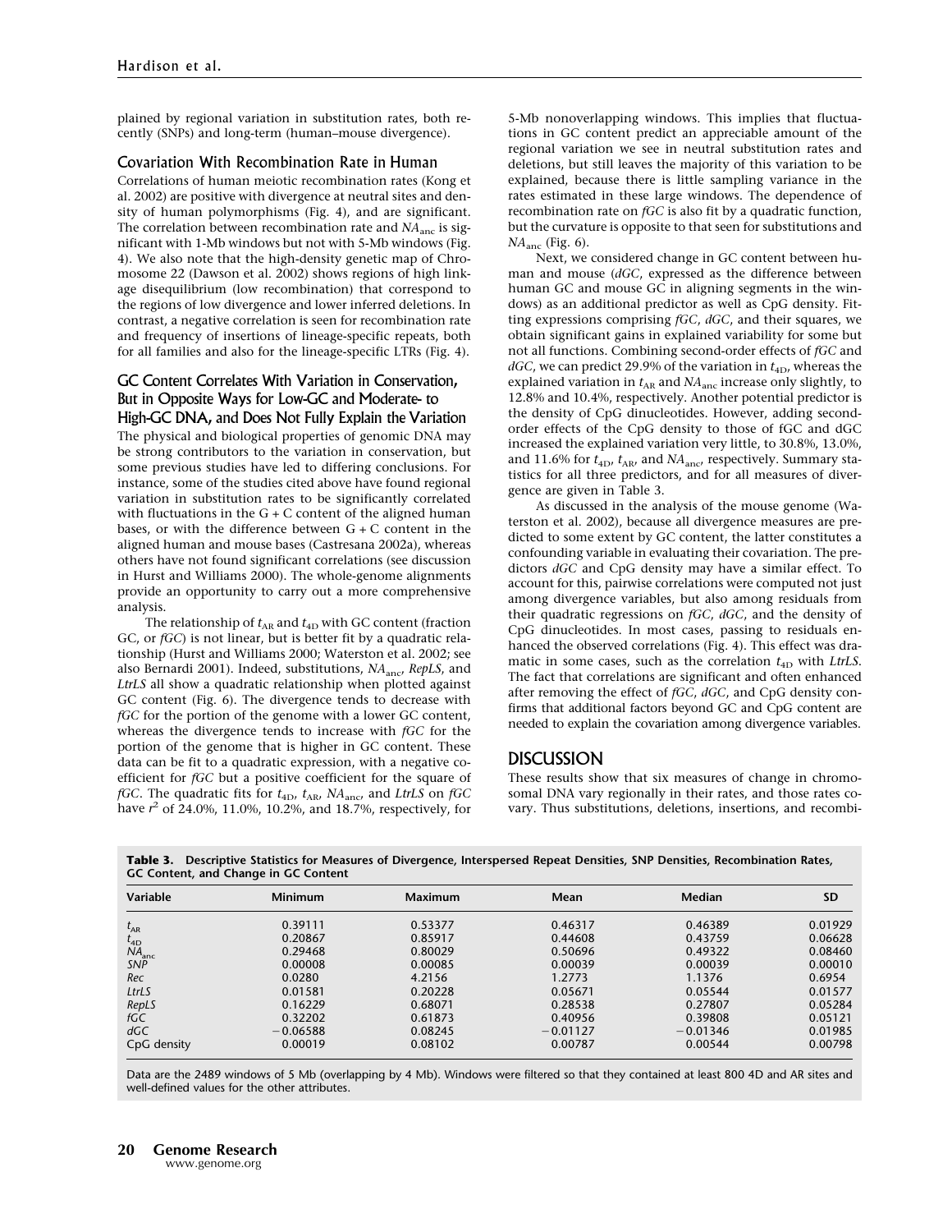plained by regional variation in substitution rates, both recently (SNPs) and long-term (human–mouse divergence).

### Covariation With Recombination Rate in Human

Correlations of human meiotic recombination rates (Kong et al. 2002) are positive with divergence at neutral sites and density of human polymorphisms (Fig. 4), and are significant. The correlation between recombination rate and $NA_{anc}$ is significant with 1-Mb windows but not with 5-Mb windows (Fig. 4). We also note that the high-density genetic map of Chromosome 22 (Dawson et al. 2002) shows regions of high linkage disequilibrium (low recombination) that correspond to the regions of low divergence and lower inferred deletions. In contrast, a negative correlation is seen for recombination rate and frequency of insertions of lineage-specific repeats, both for all families and also for the lineage-specific LTRs (Fig. 4).

### GC Content Correlates With Variation in Conservation, But in Opposite Ways for Low-GC and Moderate- to High-GC DNA, and Does Not Fully Explain the Variation

The physical and biological properties of genomic DNA may be strong contributors to the variation in conservation, but some previous studies have led to differing conclusions. For instance, some of the studies cited above have found regional variation in substitution rates to be significantly correlated with fluctuations in the G + C content of the aligned human bases, or with the difference between G + C content in the aligned human and mouse bases (Castresana 2002a), whereas others have not found significant correlations (see discussion in Hurst and Williams 2000). The whole-genome alignments provide an opportunity to carry out a more comprehensive analysis.

The relationship of $t_{AR}$ and $t_{4D}$ with GC content (fraction GC, or *fGC*) is not linear, but is better fit by a quadratic relationship (Hurst and Williams 2000; Waterston et al. 2002; see also Bernardi 2001). Indeed, substitutions, $NA_{anc}$, *RepLS*, and *LtrLS* all show a quadratic relationship when plotted against GC content (Fig. 6). The divergence tends to decrease with *fGC* for the portion of the genome with a lower GC content, whereas the divergence tends to increase with *fGC* for the portion of the genome that is higher in GC content. These data can be fit to a quadratic expression, with a negative coefficient for *fGC* but a positive coefficient for the square of *fGC*. The quadratic fits for $t_{4D}$, $t_{AR}$, $NA_{anc}$, and *LtrLS* on *fGC* have $r^2$ of 24.0%, 11.0%, 10.2%, and 18.7%, respectively, for 5-Mb nonoverlapping windows. This implies that fluctuations in GC content predict an appreciable amount of the regional variation we see in neutral substitution rates and deletions, but still leaves the majority of this variation to be explained, because there is little sampling variance in the rates estimated in these large windows. The dependence of recombination rate on *fGC* is also fit by a quadratic function, but the curvature is opposite to that seen for substitutions and $NA_{anc}$ (Fig. 6).

Next, we considered change in GC content between human and mouse (*dGC*, expressed as the difference between human GC and mouse GC in aligning segments in the windows) as an additional predictor as well as CpG density. Fitting expressions comprising *fGC*, *dGC*, and their squares, we obtain significant gains in explained variability for some but not all functions. Combining second-order effects of *fGC* and *dGC*, we can predict 29.9% of the variation in $t_{4D}$, whereas the explained variation in $t_{AR}$ and $NA_{anc}$ increase only slightly, to 12.8% and 10.4%, respectively. Another potential predictor is the density of CpG dinucleotides. However, adding second-order effects of the CpG density to those of fGC and dGC increased the explained variation very little, to 30.8%, 13.0%, and 11.6% for $t_{4D}$, $t_{AR}$, and $NA_{anc}$, respectively. Summary statistics for all three predictors, and for all measures of divergence are given in Table 3.

As discussed in the analysis of the mouse genome (Waterston et al. 2002), because all divergence measures are predicted to some extent by GC content, the latter constitutes a confounding variable in evaluating their covariation. The predictors *dGC* and CpG density may have a similar effect. To account for this, pairwise correlations were computed not just among divergence variables, but also among residuals from their quadratic regressions on *fGC*, *dGC*, and the density of CpG dinucleotides. In most cases, passing to residuals enhanced the observed correlations (Fig. 4). This effect was dramatic in some cases, such as the correlation $t_{4D}$ with *LtrLS*. The fact that correlations are significant and often enhanced after removing the effect of *fGC*, *dGC*, and CpG density confirms that additional factors beyond GC and CpG content are needed to explain the covariation among divergence variables.

## DISCUSSION

These results show that six measures of change in chromosomal DNA vary regionally in their rates, and those rates covary. Thus substitutions, deletions, insertions, and recombi-

**Table 3. Descriptive Statistics for Measures of Divergence, Interspersed Repeat Densities, SNP Densities, Recombination Rates, GC Content, and Change in GC Content**

| Variable | Minimum | Maximum | Mean | Median | SD |
|---|---|---|---|---|---|
| $t_{AR}$ | 0.39111 | 0.53377 | 0.46317 | 0.46389 | 0.01929 |
| $t_{4D}$ | 0.20867 | 0.85917 | 0.44608 | 0.43759 | 0.06628 |
| $NA_{anc}$ | 0.29468 | 0.80029 | 0.50696 | 0.49322 | 0.08460 |
| *SNP* | 0.00008 | 0.00085 | 0.00039 | 0.00039 | 0.00010 |
| *Rec* | 0.0280 | 4.2156 | 1.2773 | 1.1376 | 0.6954 |
| *LtrLS* | 0.01581 | 0.20228 | 0.05671 | 0.05544 | 0.01577 |
| *RepLS* | 0.16229 | 0.68071 | 0.28538 | 0.27807 | 0.05284 |
| *fGC* | 0.32202 | 0.61873 | 0.40956 | 0.39808 | 0.05121 |
| *dGC* | −0.06588 | 0.08245 | −0.01127 | −0.01346 | 0.01985 |
| CpG density | 0.00019 | 0.08102 | 0.00787 | 0.00544 | 0.00798 |

Data are the 2489 windows of 5 Mb (overlapping by 4 Mb). Windows were filtered so that they contained at least 800 4D and AR sites and well-defined values for the other attributes.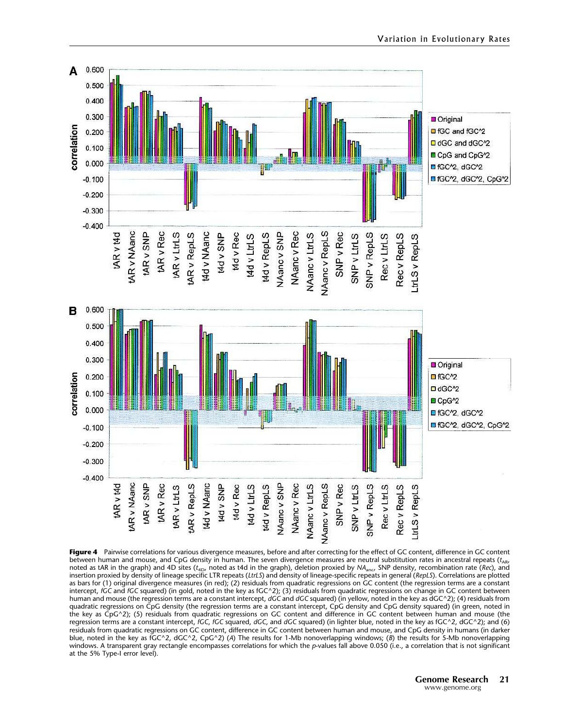**Figure 4** Pairwise correlations for various divergence measures, before and after correcting for the effect of GC content, difference in GC content between human and mouse, and CpG density in human. The seven divergence measures are neutral substitution rates in ancestral repeats ($t_{AR}$, noted as tAR in the graph) and 4D sites ($t_{4D}$, noted as t4d in the graph), deletion proxied by $NA_{anc}$, SNP density, recombination rate (*Rec*), and insertion proxied by density of lineage specific LTR repeats (*LtrLS*) and density of lineage-specific repeats in general (*RepLS*). Correlations are plotted as bars for (1) original divergence measures (in red); (2) residuals from quadratic regressions on GC content (the regression terms are a constant intercept, *fGC* and *fGC* squared) (in gold, noted in the key as fGC^2); (3) residuals from quadratic regressions on change in GC content between human and mouse (the regression terms are a constant intercept, *dGC* and *dGC* squared) (in yellow, noted in the key as dGC^2); (4) residuals from quadratic regressions on CpG density (the regression terms are a constant intercept, CpG density and CpG density squared) (in green, noted in the key as CpG^2); (5) residuals from quadratic regressions on GC content and difference in GC content between human and mouse (the regression terms are a constant intercept, *fGC*, *fGC* squared, *dGC*, and *dGC* squared) (in lighter blue, noted in the key as fGC^2, dGC^2); and (6) residuals from quadratic regressions on GC content, difference in GC content between human and mouse, and CpG density in humans (in darker blue, noted in the key as fGC^2, dGC^2, CpG^2) (*A*) The results for 1-Mb nonoverlapping windows; (*B*) the results for 5-Mb nonoverlapping windows. A transparent gray rectangle encompasses correlations for which the *p*-values fall above 0.050 (i.e., a correlation that is not significant at the 5% Type-I error level).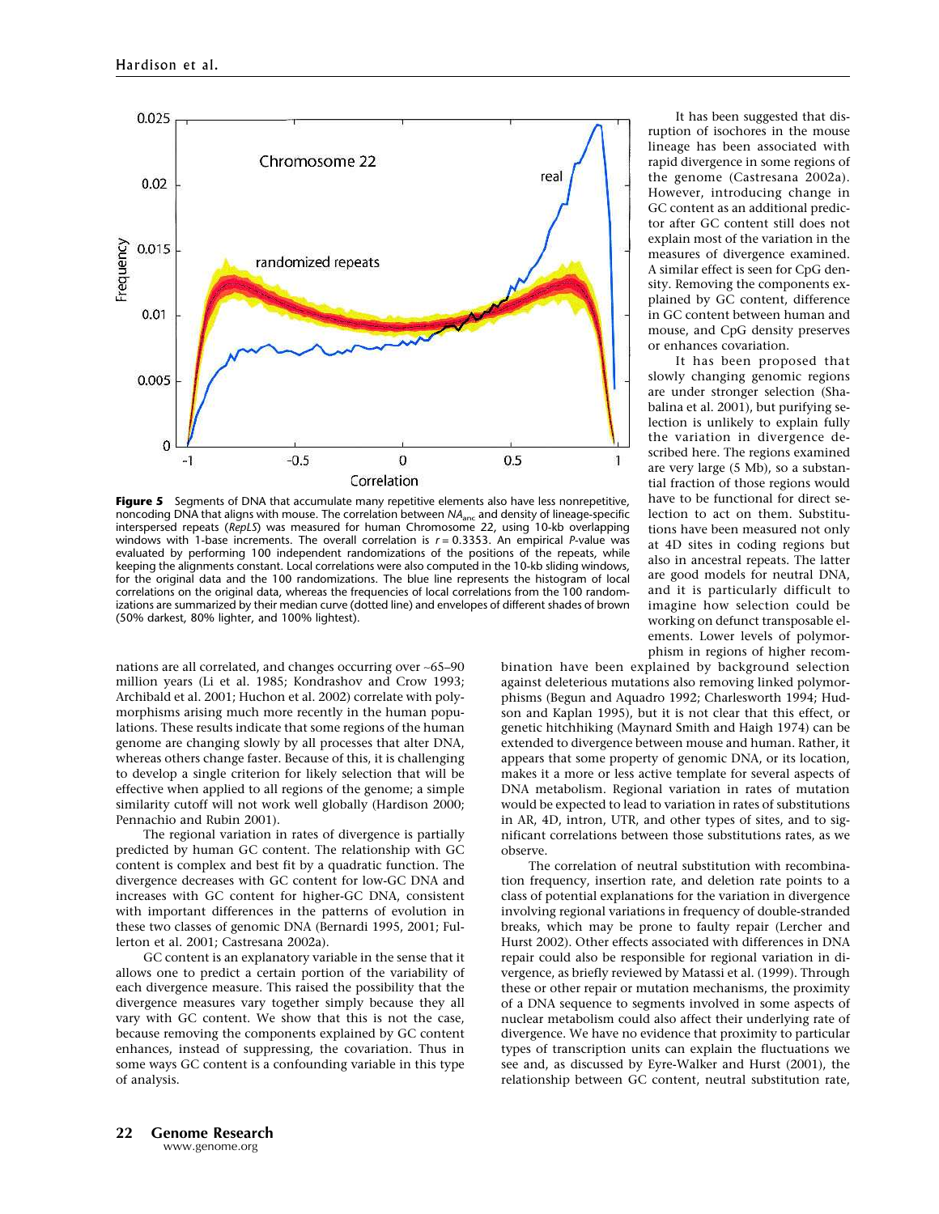**Figure 5** Segments of DNA that accumulate many repetitive elements also have less nonrepetitive, noncoding DNA that aligns with mouse. The correlation between $NA_{anc}$ and density of lineage-specific interspersed repeats (*RepLS*) was measured for human Chromosome 22, using 10-kb overlapping windows with 1-base increments. The overall correlation is $r = 0.3353$. An empirical *P*-value was evaluated by performing 100 independent randomizations of the positions of the repeats, while keeping the alignments constant. Local correlations were also computed in the 10-kb sliding windows, for the original data and the 100 randomizations. The blue line represents the histogram of local correlations on the original data, whereas the frequencies of local correlations from the 100 randomizations are summarized by their median curve (dotted line) and envelopes of different shades of brown (50% darkest, 80% lighter, and 100% lightest).

nations are all correlated, and changes occurring over ~65–90 million years (Li et al. 1985; Kondrashov and Crow 1993; Archibald et al. 2001; Huchon et al. 2002) correlate with polymorphisms arising much more recently in the human population. These results indicate that some regions of the human genome are changing slowly by all processes that alter DNA, whereas others change faster. Because of this, it is challenging to develop a single criterion for likely selection that will be effective when applied to all regions of the genome; a simple similarity cutoff will not work well globally (Hardison 2000; Pennachio and Rubin 2001).

The regional variation in rates of divergence is partially predicted by human GC content. The relationship with GC content is complex and best fit by a quadratic function. The divergence decreases with GC content for low-GC DNA and increases with GC content for higher-GC DNA, consistent with important differences in the patterns of evolution in these two classes of genomic DNA (Bernardi 1995, 2001; Fullerton et al. 2001; Castresana 2002a).

GC content is an explanatory variable in the sense that it allows one to predict a certain portion of the variability of each divergence measure. This raised the possibility that the divergence measures vary together simply because they all vary with GC content. We show that this is not the case, because removing the components explained by GC content enhances, instead of suppressing, the covariation. Thus in some ways GC content is a confounding variable in this type of analysis.

It has been suggested that disruption of isochores in the mouse lineage has been associated with rapid divergence in some regions of the genome (Castresana 2002a). However, introducing change in GC content as an additional predictor after GC content still does not explain most of the variation in the measures of divergence examined. A similar effect is seen for CpG density. Removing the components explained by GC content, difference in GC content between human and mouse, and CpG density preserves or enhances covariation.

It has been proposed that slowly changing genomic regions are under stronger selection (Shabalina et al. 2001), but purifying selection is unlikely to explain fully the variation in divergence described here. The regions examined are very large (5 Mb), so a substantial fraction of those regions would have to be functional for direct selection to act on them. Substitutions have been measured not only at 4D sites in coding regions but also in ancestral repeats. The latter are good models for neutral DNA, and it is particularly difficult to imagine how selection could be working on defunct transposable elements. Lower levels of polymorphism in regions of higher recombination have been explained by background selection against deleterious mutations also removing linked polymorphisms (Begun and Aquadro 1992; Charlesworth 1994; Hudson and Kaplan 1995), but it is not clear that this effect, or genetic hitchhiking (Maynard Smith and Haigh 1974) can be extended to divergence between mouse and human. Rather, it appears that some property of genomic DNA, or its location, makes it a more or less active template for several aspects of DNA metabolism. Regional variation in rates of mutation would be expected to lead to variation in rates of substitutions in AR, 4D, intron, UTR, and other types of sites, and to significant correlations between those substitutions rates, as we observe.

The correlation of neutral substitution with recombination frequency, insertion rate, and deletion rate points to a class of potential explanations for the variation in divergence involving regional variations in frequency of double-stranded breaks, which may be prone to faulty repair (Lercher and Hurst 2002). Other effects associated with differences in DNA repair could also be responsible for regional variation in divergence, as briefly reviewed by Matassi et al. (1999). Through these or other repair or mutation mechanisms, the proximity of a DNA sequence to segments involved in some aspects of nuclear metabolism could also affect their underlying rate of divergence. We have no evidence that proximity to particular types of transcription units can explain the fluctuations we see and, as discussed by Eyre-Walker and Hurst (2001), the relationship between GC content, neutral substitution rate,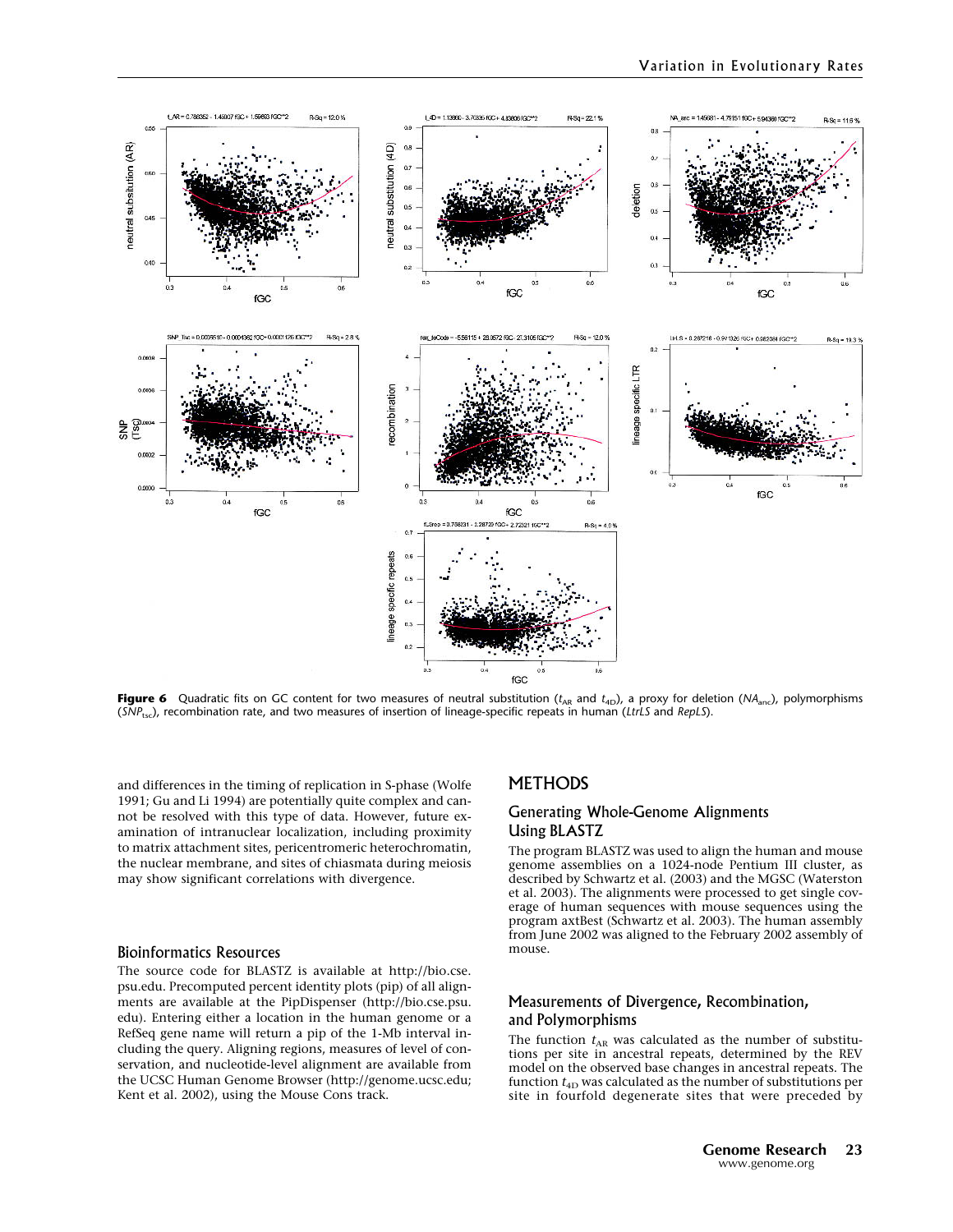**Figure 6** Quadratic fits on GC content for two measures of neutral substitution ($t_{AR}$ and $t_{4D}$), a proxy for deletion ($NA_{anc}$), polymorphisms ($SNP_{tsc}$), recombination rate, and two measures of insertion of lineage-specific repeats in human (*LtrLS* and *RepLS*).

and differences in the timing of replication in S-phase (Wolfe 1991; Gu and Li 1994) are potentially quite complex and cannot be resolved with this type of data. However, future examination of intranuclear localization, including proximity to matrix attachment sites, pericentromeric heterochromatin, the nuclear membrane, and sites of chiasmata during meiosis may show significant correlations with divergence.

### Bioinformatics Resources

The source code for BLASTZ is available at http://bio.cse.psu.edu. Precomputed percent identity plots (pip) of all alignments are available at the PipDispenser (http://bio.cse.psu.edu). Entering either a location in the human genome or a RefSeq gene name will return a pip of the 1-Mb interval including the query. Aligning regions, measures of level of conservation, and nucleotide-level alignment are available from the UCSC Human Genome Browser (http://genome.ucsc.edu; Kent et al. 2002), using the Mouse Cons track.

## METHODS

### Generating Whole-Genome Alignments Using BLASTZ

The program BLASTZ was used to align the human and mouse genome assemblies on a 1024-node Pentium III cluster, as described by Schwartz et al. (2003) and the MGSC (Waterston et al. 2003). The alignments were processed to get single coverage of human sequences with mouse sequences using the program axtBest (Schwartz et al. 2003). The human assembly from June 2002 was aligned to the February 2002 assembly of mouse.

### Measurements of Divergence, Recombination, and Polymorphisms

The function $t_{AR}$ was calculated as the number of substitutions per site in ancestral repeats, determined by the REV model on the observed base changes in ancestral repeats. The function $t_{4D}$ was calculated as the number of substitutions per site in fourfold degenerate sites that were preceded by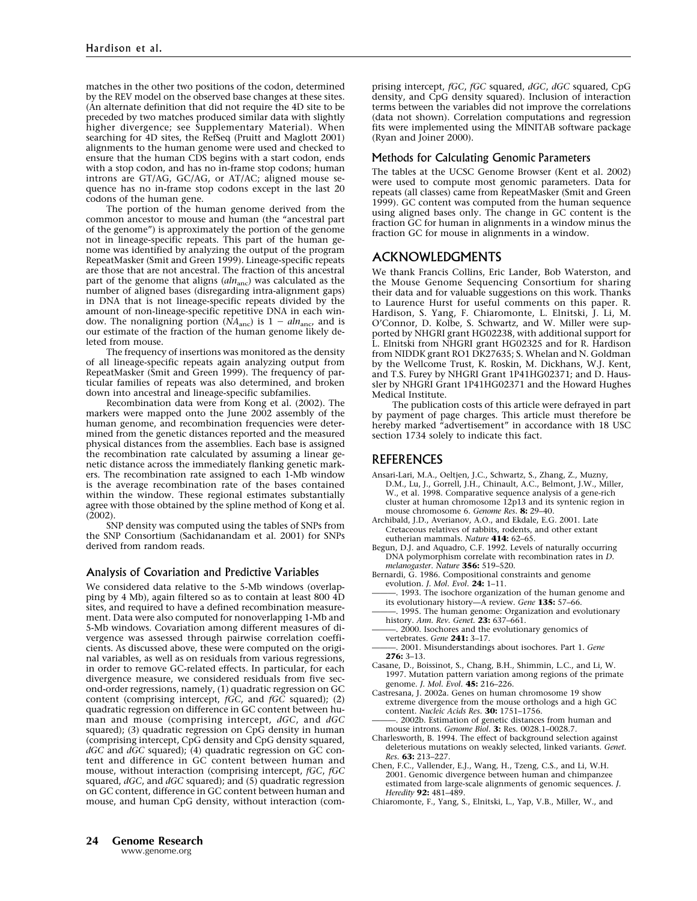matches in the other two positions of the codon, determined by the REV model on the observed base changes at these sites. (An alternate definition that did not require the 4D site to be preceded by two matches produced similar data with slightly higher divergence; see Supplementary Material). When searching for 4D sites, the RefSeq (Pruitt and Maglott 2001) alignments to the human genome were used and checked to ensure that the human CDS begins with a start codon, ends with a stop codon, and has no in-frame stop codons; human introns are GT/AG, GC/AG, or AT/AC; aligned mouse sequence has no in-frame stop codons except in the last 20 codons of the human gene.

The portion of the human genome derived from the common ancestor to mouse and human (the "ancestral part of the genome") is approximately the portion of the genome not in lineage-specific repeats. This part of the human genome was identified by analyzing the output of the program RepeatMasker (Smit and Green 1999). Lineage-specific repeats are those that are not ancestral. The fraction of this ancestral part of the genome that aligns ($aln_{anc}$) was calculated as the number of aligned bases (disregarding intra-alignment gaps) in DNA that is not lineage-specific repeats divided by the amount of non-lineage-specific repetitive DNA in each window. The nonaligning portion ($NA_{anc}$) is $1 - aln_{anc}$, and is our estimate of the fraction of the human genome likely deleted from mouse.

The frequency of insertions was monitored as the density of all lineage-specific repeats again analyzing output from RepeatMasker (Smit and Green 1999). The frequency of particular families of repeats was also determined, and broken down into ancestral and lineage-specific subfamilies.

Recombination data were from Kong et al. (2002). The markers were mapped onto the June 2002 assembly of the human genome, and recombination frequencies were determined from the genetic distances reported and the measured physical distances from the assemblies. Each base is assigned the recombination rate calculated by assuming a linear genetic distance across the immediately flanking genetic markers. The recombination rate assigned to each 1-Mb window is the average recombination rate of the bases contained within the window. These regional estimates substantially agree with those obtained by the spline method of Kong et al. (2002).

SNP density was computed using the tables of SNPs from the SNP Consortium (Sachidanandam et al. 2001) for SNPs derived from random reads.

### Analysis of Covariation and Predictive Variables

We considered data relative to the 5-Mb windows (overlapping by 4 Mb), again filtered so as to contain at least 800 4D sites, and required to have a defined recombination measurement. Data were also computed for nonoverlapping 1-Mb and 5-Mb windows. Covariation among different measures of divergence was assessed through pairwise correlation coefficients. As discussed above, these were computed on the original variables, as well as on residuals from various regressions, in order to remove GC-related effects. In particular, for each divergence measure, we considered residuals from five second-order regressions, namely, (1) quadratic regression on GC content (comprising intercept, *fGC*, and *fGC* squared); (2) quadratic regression on difference in GC content between human and mouse (comprising intercept, *dGC*, and *dGC* squared); (3) quadratic regression on CpG density in human (comprising intercept, CpG density and CpG density squared, *dGC* and *dGC* squared); (4) quadratic regression on GC content and difference in GC content between human and mouse, without interaction (comprising intercept, *fGC*, *fGC* squared, *dGC*, and *dGC* squared); and (5) quadratic regression on GC content, difference in GC content between human and mouse, and human CpG density, without interaction (comprising intercept, *fGC*, *fGC* squared, *dGC*, *dGC* squared, CpG density, and CpG density squared). Inclusion of interaction terms between the variables did not improve the correlations (data not shown). Correlation computations and regression fits were implemented using the MINITAB software package (Ryan and Joiner 2000).

### Methods for Calculating Genomic Parameters

The tables at the UCSC Genome Browser (Kent et al. 2002) were used to compute most genomic parameters. Data for repeats (all classes) came from RepeatMasker (Smit and Green 1999). GC content was computed from the human sequence using aligned bases only. The change in GC content is the fraction GC for human in alignments in a window minus the fraction GC for mouse in alignments in a window.

## ACKNOWLEDGMENTS

We thank Francis Collins, Eric Lander, Bob Waterston, and the Mouse Genome Sequencing Consortium for sharing their data and for valuable suggestions on this work. Thanks to Laurence Hurst for useful comments on this paper. R. Hardison, S. Yang, F. Chiaromonte, L. Elnitski, J. Li, M. O'Connor, D. Kolbe, S. Schwartz, and W. Miller were supported by NHGRI grant HG02238, with additional support for L. Elnitski from NHGRI grant HG02325 and for R. Hardison from NIDDK grant RO1 DK27635; S. Whelan and N. Goldman by the Wellcome Trust, K. Roskin, M. Dickhans, W.J. Kent, and T.S. Furey by NHGRI Grant 1P41HG02371; and D. Haussler by NHGRI Grant 1P41HG02371 and the Howard Hughes Medical Institute.

The publication costs of this article were defrayed in part by payment of page charges. This article must therefore be hereby marked "advertisement" in accordance with 18 USC section 1734 solely to indicate this fact.

## REFERENCES

Ansari-Lari, M.A., Oeltjen, J.C., Schwartz, S., Zhang, Z., Muzny, D.M., Lu, J., Gorrell, J.H., Chinault, A.C., Belmont, J.W., Miller, W., et al. 1998. Comparative sequence analysis of a gene-rich cluster at human chromosome 12p13 and its syntenic region in mouse chromosome 6. *Genome Res.* **8:** 29–40.

Archibald, J.D., Averianov, A.O., and Ekdale, E.G. 2001. Late Cretaceous relatives of rabbits, rodents, and other extant eutherian mammals. *Nature* **414:** 62–65.

Begun, D.J. and Aquadro, C.F. 1992. Levels of naturally occurring DNA polymorphism correlate with recombination rates in *D. melanogaster*. *Nature* **356:** 519–520.

Bernardi, G. 1986. Compositional constraints and genome evolution. *J. Mol. Evol.* **24:** 1–11.

———. 1993. The isochore organization of the human genome and its evolutionary history—A review. *Gene* **135:** 57–66.

———. 1995. The human genome: Organization and evolutionary history. *Ann. Rev. Genet.* **23:** 637–661.

———. 2000. Isochores and the evolutionary genomics of vertebrates. *Gene* **241:** 3–17.

———. 2001. Misunderstandings about isochores. Part 1. *Gene* **276:** 3–13.

Casane, D., Boissinot, S., Chang, B.H., Shimmin, L.C., and Li, W. 1997. Mutation pattern variation among regions of the primate genome. *J. Mol. Evol.* **45:** 216–226.

Castresana, J. 2002a. Genes on human chromosome 19 show extreme divergence from the mouse orthologs and a high GC content. *Nucleic Acids Res.* **30:** 1751–1756.

———. 2002b. Estimation of genetic distances from human and mouse introns. *Genome Biol.* **3:** Res. 0028.1–0028.7.

Charlesworth, B. 1994. The effect of background selection against deleterious mutations on weakly selected, linked variants. *Genet. Res.* **63:** 213–227.

Chen, F.C., Vallender, E.J., Wang, H., Tzeng, C.S., and Li, W.H. 2001. Genomic divergence between human and chimpanzee estimated from large-scale alignments of genomic sequences. *J. Heredity* **92:** 481–489.

Chiaromonte, F., Yang, S., Elnitski, L., Yap, V.B., Miller, W., and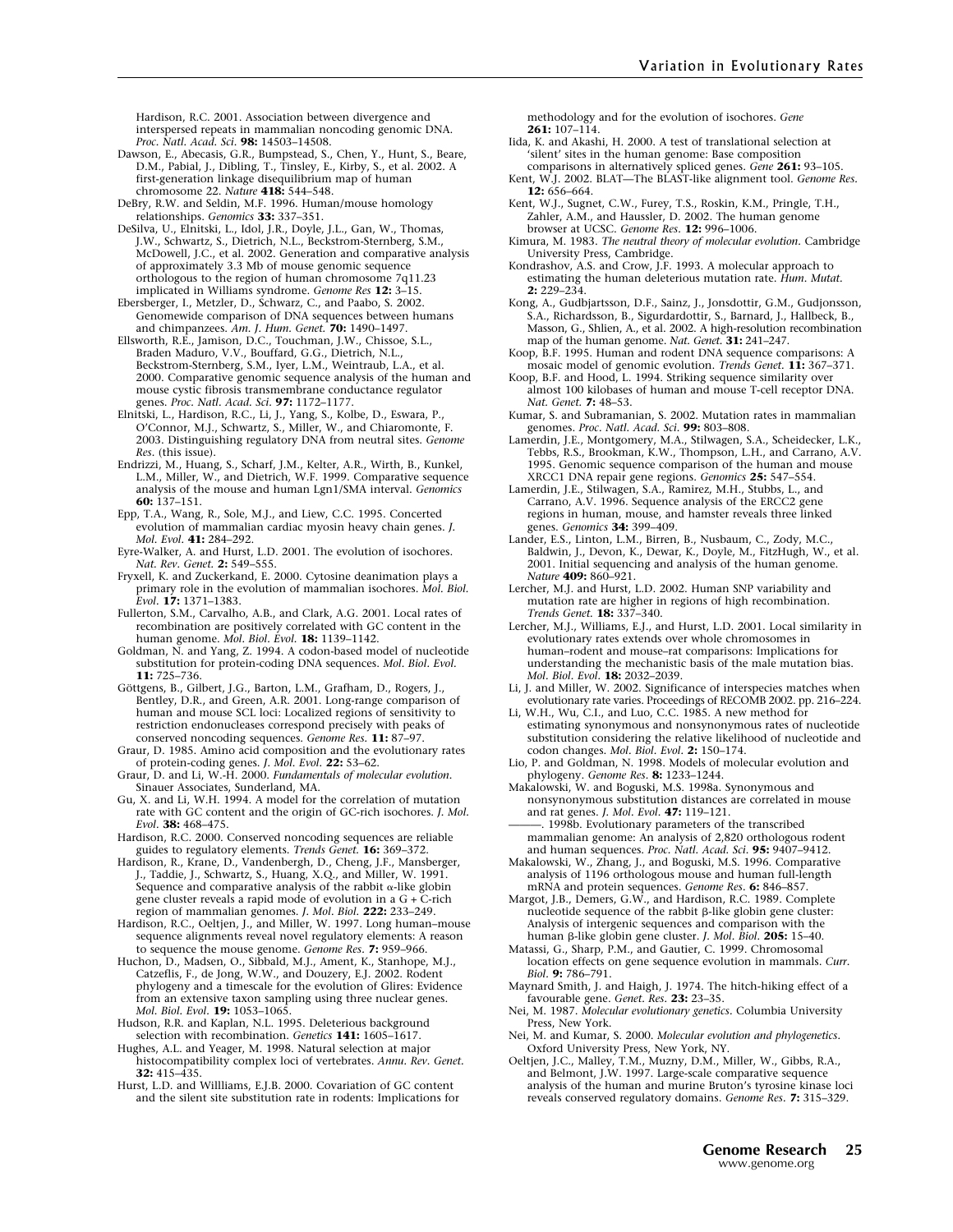Hardison, R.C. 2001. Association between divergence and interspersed repeats in mammalian noncoding genomic DNA. *Proc. Natl. Acad. Sci.* **98:** 14503–14508.

Dawson, E., Abecasis, G.R., Bumpstead, S., Chen, Y., Hunt, S., Beare, D.M., Pabial, J., Dibling, T., Tinsley, E., Kirby, S., et al. 2002. A first-generation linkage disequilibrium map of human chromosome 22. *Nature* **418:** 544–548.

DeBry, R.W. and Seldin, M.F. 1996. Human/mouse homology relationships. *Genomics* **33:** 337–351.

DeSilva, U., Elnitski, L., Idol, J.R., Doyle, J.L., Gan, W., Thomas, J.W., Schwartz, S., Dietrich, N.L., Beckstrom-Sternberg, S.M., McDowell, J.C., et al. 2002. Generation and comparative analysis of approximately 3.3 Mb of mouse genomic sequence orthologous to the region of human chromosome 7q11.23 implicated in Williams syndrome. *Genome Res* **12:** 3–15.

Ebersberger, I., Metzler, D., Schwarz, C., and Paabo, S. 2002. Genomewide comparison of DNA sequences between humans and chimpanzees. *Am. J. Hum. Genet.* **70:** 1490–1497.

Ellsworth, R.E., Jamison, D.C., Touchman, J.W., Chissoe, S.L., Braden Maduro, V.V., Bouffard, G.G., Dietrich, N.L., Beckstrom-Sternberg, S.M., Iyer, L.M., Weintraub, L.A., et al. 2000. Comparative genomic sequence analysis of the human and mouse cystic fibrosis transmembrane conductance regulator genes. *Proc. Natl. Acad. Sci.* **97:** 1172–1177.

Elnitski, L., Hardison, R.C., Li, J., Yang, S., Kolbe, D., Eswara, P., O'Connor, M.J., Schwartz, S., Miller, W., and Chiaromonte, F. 2003. Distinguishing regulatory DNA from neutral sites. *Genome Res*. (this issue).

Endrizzi, M., Huang, S., Scharf, J.M., Kelter, A.R., Wirth, B., Kunkel, L.M., Miller, W., and Dietrich, W.F. 1999. Comparative sequence analysis of the mouse and human Lgn1/SMA interval. *Genomics* **60:** 137–151.

Epp, T.A., Wang, R., Sole, M.J., and Liew, C.C. 1995. Concerted evolution of mammalian cardiac myosin heavy chain genes. *J. Mol. Evol.* **41:** 284–292.

Eyre-Walker, A. and Hurst, L.D. 2001. The evolution of isochores. *Nat. Rev. Genet.* **2:** 549–555.

Fryxell, K. and Zuckerkand, E. 2000. Cytosine deanimation plays a primary role in the evolution of mammalian isochores. *Mol. Biol. Evol.* **17:** 1371–1383.

Fullerton, S.M., Carvalho, A.B., and Clark, A.G. 2001. Local rates of recombination are positively correlated with GC content in the human genome. *Mol. Biol. Evol.* **18:** 1139–1142.

Goldman, N. and Yang, Z. 1994. A codon-based model of nucleotide substitution for protein-coding DNA sequences. *Mol. Biol. Evol.* **11:** 725–736.

Göttgens, B., Gilbert, J.G., Barton, L.M., Grafham, D., Rogers, J., Bentley, D.R., and Green, A.R. 2001. Long-range comparison of human and mouse SCL loci: Localized regions of sensitivity to restriction endonucleases correspond precisely with peaks of conserved noncoding sequences. *Genome Res.* **11:** 87–97.

Graur, D. 1985. Amino acid composition and the evolutionary rates of protein-coding genes. *J. Mol. Evol.* **22:** 53–62.

Graur, D. and Li, W.-H. 2000. *Fundamentals of molecular evolution*. Sinauer Associates, Sunderland, MA.

Gu, X. and Li, W.H. 1994. A model for the correlation of mutation rate with GC content and the origin of GC-rich isochores. *J. Mol. Evol.* **38:** 468–475.

Hardison, R.C. 2000. Conserved noncoding sequences are reliable guides to regulatory elements. *Trends Genet.* **16:** 369–372.

Hardison, R., Krane, D., Vandenbergh, D., Cheng, J.F., Mansberger, J., Taddie, J., Schwartz, S., Huang, X.Q., and Miller, W. 1991. Sequence and comparative analysis of the rabbit α-like globin gene cluster reveals a rapid mode of evolution in a G + C-rich region of mammalian genomes. *J. Mol. Biol.* **222:** 233–249.

Hardison, R.C., Oeltjen, J., and Miller, W. 1997. Long human–mouse sequence alignments reveal novel regulatory elements: A reason to sequence the mouse genome. *Genome Res.* **7:** 959–966.

Huchon, D., Madsen, O., Sibbald, M.J., Ament, K., Stanhope, M.J., Catzeflis, F., de Jong, W.W., and Douzery, E.J. 2002. Rodent phylogeny and a timescale for the evolution of Glires: Evidence from an extensive taxon sampling using three nuclear genes. *Mol. Biol. Evol.* **19:** 1053–1065.

Hudson, R.R. and Kaplan, N.L. 1995. Deleterious background selection with recombination. *Genetics* **141:** 1605–1617.

Hughes, A.L. and Yeager, M. 1998. Natural selection at major histocompatibility complex loci of vertebrates. *Annu. Rev. Genet.* **32:** 415–435.

Hurst, L.D. and Willliams, E.J.B. 2000. Covariation of GC content and the silent site substitution rate in rodents: Implications for methodology and for the evolution of isochores. *Gene* **261:** 107–114.

Iida, K. and Akashi, H. 2000. A test of translational selection at 'silent' sites in the human genome: Base composition comparisons in alternatively spliced genes. *Gene* **261:** 93–105.

Kent, W.J. 2002. BLAT—The BLAST-like alignment tool. *Genome Res.* **12:** 656–664.

Kent, W.J., Sugnet, C.W., Furey, T.S., Roskin, K.M., Pringle, T.H., Zahler, A.M., and Haussler, D. 2002. The human genome browser at UCSC. *Genome Res.* **12:** 996–1006.

Kimura, M. 1983. *The neutral theory of molecular evolution*. Cambridge University Press, Cambridge.

Kondrashov, A.S. and Crow, J.F. 1993. A molecular approach to estimating the human deleterious mutation rate. *Hum. Mutat.* **2:** 229–234.

Kong, A., Gudbjartsson, D.F., Sainz, J., Jonsdottir, G.M., Gudjonsson, S.A., Richardsson, B., Sigurdardottir, S., Barnard, J., Hallbeck, B., Masson, G., Shlien, A., et al. 2002. A high-resolution recombination map of the human genome. *Nat. Genet.* **31:** 241–247.

Koop, B.F. 1995. Human and rodent DNA sequence comparisons: A mosaic model of genomic evolution. *Trends Genet.* **11:** 367–371.

Koop, B.F. and Hood, L. 1994. Striking sequence similarity over almost 100 kilobases of human and mouse T-cell receptor DNA. *Nat. Genet.* **7:** 48–53.

Kumar, S. and Subramanian, S. 2002. Mutation rates in mammalian genomes. *Proc. Natl. Acad. Sci.* **99:** 803–808.

Lamerdin, J.E., Montgomery, M.A., Stilwagen, S.A., Scheidecker, L.K., Tebbs, R.S., Brookman, K.W., Thompson, L.H., and Carrano, A.V. 1995. Genomic sequence comparison of the human and mouse XRCC1 DNA repair gene regions. *Genomics* **25:** 547–554.

Lamerdin, J.E., Stilwagen, S.A., Ramirez, M.H., Stubbs, L., and Carrano, A.V. 1996. Sequence analysis of the ERCC2 gene regions in human, mouse, and hamster reveals three linked genes. *Genomics* **34:** 399–409.

Lander, E.S., Linton, L.M., Birren, B., Nusbaum, C., Zody, M.C., Baldwin, J., Devon, K., Dewar, K., Doyle, M., FitzHugh, W., et al. 2001. Initial sequencing and analysis of the human genome. *Nature* **409:** 860–921.

Lercher, M.J. and Hurst, L.D. 2002. Human SNP variability and mutation rate are higher in regions of high recombination. *Trends Genet.* **18:** 337–340.

Lercher, M.J., Williams, E.J., and Hurst, L.D. 2001. Local similarity in evolutionary rates extends over whole chromosomes in human–rodent and mouse–rat comparisons: Implications for understanding the mechanistic basis of the male mutation bias. *Mol. Biol. Evol.* **18:** 2032–2039.

Li, J. and Miller, W. 2002. Significance of interspecies matches when evolutionary rate varies. Proceedings of RECOMB 2002. pp. 216–224.

Li, W.H., Wu, C.I., and Luo, C.C. 1985. A new method for estimating synonymous and nonsynonymous rates of nucleotide substitution considering the relative likelihood of nucleotide and codon changes. *Mol. Biol. Evol.* **2:** 150–174.

Lio, P. and Goldman, N. 1998. Models of molecular evolution and phylogeny. *Genome Res.* **8:** 1233–1244.

Makalowski, W. and Boguski, M.S. 1998a. Synonymous and nonsynonymous substitution distances are correlated in mouse and rat genes. *J. Mol. Evol.* **47:** 119–121.

———. 1998b. Evolutionary parameters of the transcribed mammalian genome: An analysis of 2,820 orthologous rodent and human sequences. *Proc. Natl. Acad. Sci.* **95:** 9407–9412.

Makalowski, W., Zhang, J., and Boguski, M.S. 1996. Comparative analysis of 1196 orthologous mouse and human full-length mRNA and protein sequences. *Genome Res.* **6:** 846–857.

Margot, J.B., Demers, G.W., and Hardison, R.C. 1989. Complete nucleotide sequence of the rabbit β-like globin gene cluster: Analysis of intergenic sequences and comparison with the human β-like globin gene cluster. *J. Mol. Biol.* **205:** 15–40.

Matassi, G., Sharp, P.M., and Gautier, C. 1999. Chromosomal location effects on gene sequence evolution in mammals. *Curr. Biol.* **9:** 786–791.

Maynard Smith, J. and Haigh, J. 1974. The hitch-hiking effect of a favourable gene. *Genet. Res.* **23:** 23–35.

Nei, M. 1987. *Molecular evolutionary genetics*. Columbia University Press, New York.

Nei, M. and Kumar, S. 2000. *Molecular evolution and phylogenetics*. Oxford University Press, New York, NY.

Oeltjen, J.C., Malley, T.M., Muzny, D.M., Miller, W., Gibbs, R.A., and Belmont, J.W. 1997. Large-scale comparative sequence analysis of the human and murine Bruton's tyrosine kinase loci reveals conserved regulatory domains. *Genome Res.* **7:** 315–329.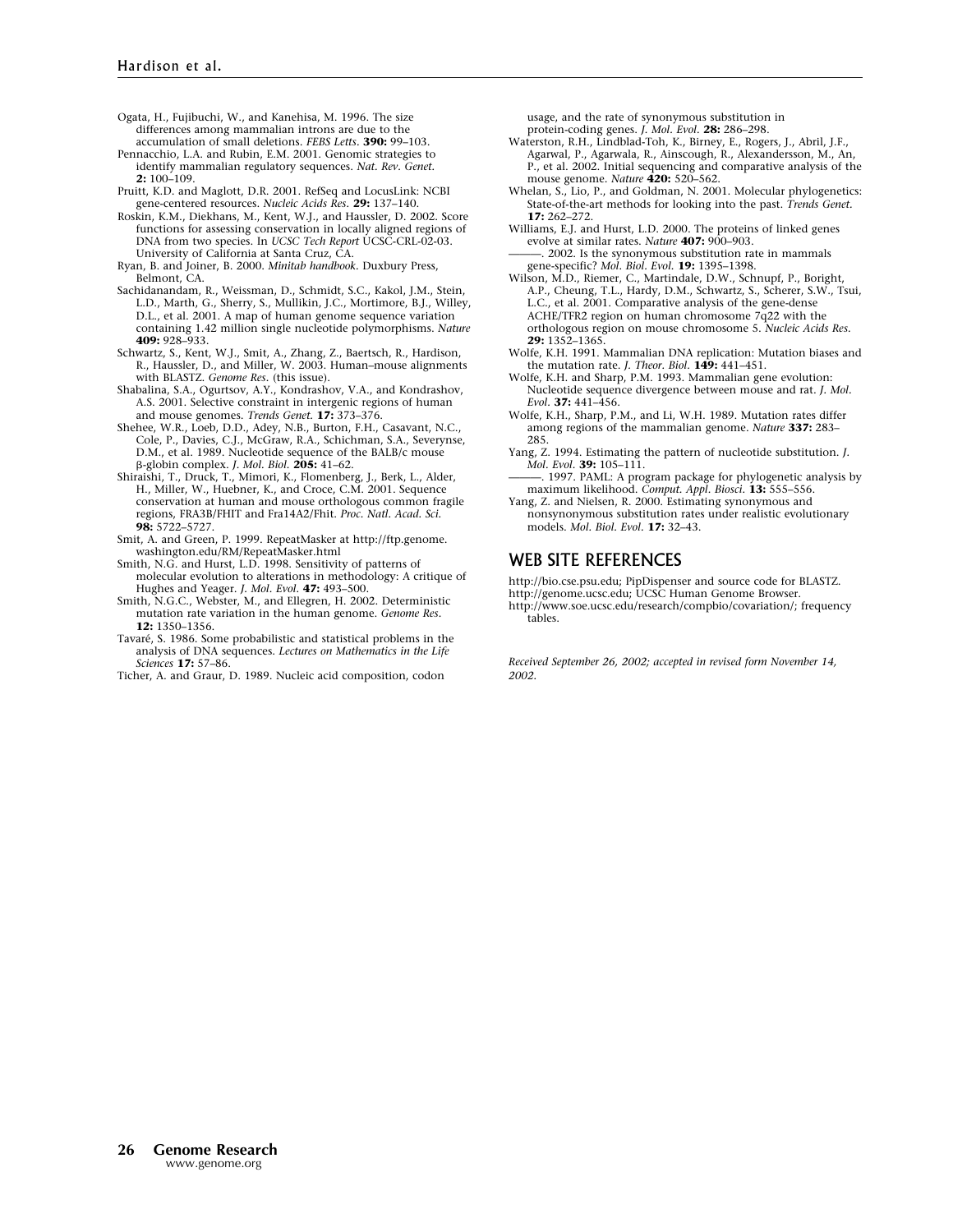Ogata, H., Fujibuchi, W., and Kanehisa, M. 1996. The size differences among mammalian introns are due to the accumulation of small deletions. *FEBS Letts.* **390:** 99–103.

Pennacchio, L.A. and Rubin, E.M. 2001. Genomic strategies to identify mammalian regulatory sequences. *Nat. Rev. Genet.* **2:** 100–109.

Pruitt, K.D. and Maglott, D.R. 2001. RefSeq and LocusLink: NCBI gene-centered resources. *Nucleic Acids Res.* **29:** 137–140.

Roskin, K.M., Diekhans, M., Kent, W.J., and Haussler, D. 2002. Score functions for assessing conservation in locally aligned regions of DNA from two species. In *UCSC Tech Report* UCSC-CRL-02-03. University of California at Santa Cruz, CA.

Ryan, B. and Joiner, B. 2000. *Minitab handbook*. Duxbury Press, Belmont, CA.

Sachidanandam, R., Weissman, D., Schmidt, S.C., Kakol, J.M., Stein, L.D., Marth, G., Sherry, S., Mullikin, J.C., Mortimore, B.J., Willey, D.L., et al. 2001. A map of human genome sequence variation containing 1.42 million single nucleotide polymorphisms. *Nature* **409:** 928–933.

Schwartz, S., Kent, W.J., Smit, A., Zhang, Z., Baertsch, R., Hardison, R., Haussler, D., and Miller, W. 2003. Human–mouse alignments with BLASTZ. *Genome Res.* (this issue).

Shabalina, S.A., Ogurtsov, A.Y., Kondrashov, V.A., and Kondrashov, A.S. 2001. Selective constraint in intergenic regions of human and mouse genomes. *Trends Genet.* **17:** 373–376.

Shehee, W.R., Loeb, D.D., Adey, N.B., Burton, F.H., Casavant, N.C., Cole, P., Davies, C.J., McGraw, R.A., Schichman, S.A., Severynse, D.M., et al. 1989. Nucleotide sequence of the BALB/c mouse β-globin complex. *J. Mol. Biol.* **205:** 41–62.

Shiraishi, T., Druck, T., Mimori, K., Flomenberg, J., Berk, L., Alder, H., Miller, W., Huebner, K., and Croce, C.M. 2001. Sequence conservation at human and mouse orthologous common fragile regions, FRA3B/FHIT and Fra14A2/Fhit. *Proc. Natl. Acad. Sci.* **98:** 5722–5727.

Smit, A. and Green, P. 1999. RepeatMasker at http://ftp.genome.washington.edu/RM/RepeatMasker.html

Smith, N.G. and Hurst, L.D. 1998. Sensitivity of patterns of molecular evolution to alterations in methodology: A critique of Hughes and Yeager. *J. Mol. Evol.* **47:** 493–500.

Smith, N.G.C., Webster, M., and Ellegren, H. 2002. Deterministic mutation rate variation in the human genome. *Genome Res.* **12:** 1350–1356.

Tavaré, S. 1986. Some probabilistic and statistical problems in the analysis of DNA sequences. *Lectures on Mathematics in the Life Sciences* **17:** 57–86.

Ticher, A. and Graur, D. 1989. Nucleic acid composition, codon usage, and the rate of synonymous substitution in protein-coding genes. *J. Mol. Evol.* **28:** 286–298.

Waterston, R.H., Lindblad-Toh, K., Birney, E., Rogers, J., Abril, J.F., Agarwal, P., Agarwala, R., Ainscough, R., Alexandersson, M., An, P., et al. 2002. Initial sequencing and comparative analysis of the mouse genome. *Nature* **420:** 520–562.

Whelan, S., Lio, P., and Goldman, N. 2001. Molecular phylogenetics: State-of-the-art methods for looking into the past. *Trends Genet.* **17:** 262–272.

Williams, E.J. and Hurst, L.D. 2000. The proteins of linked genes evolve at similar rates. *Nature* **407:** 900–903.

———. 2002. Is the synonymous substitution rate in mammals gene-specific? *Mol. Biol. Evol.* **19:** 1395–1398.

Wilson, M.D., Riemer, C., Martindale, D.W., Schnupf, P., Boright, A.P., Cheung, T.L., Hardy, D.M., Schwartz, S., Scherer, S.W., Tsui, L.C., et al. 2001. Comparative analysis of the gene-dense ACHE/TFR2 region on human chromosome 7q22 with the orthologous region on mouse chromosome 5. *Nucleic Acids Res.* **29:** 1352–1365.

Wolfe, K.H. 1991. Mammalian DNA replication: Mutation biases and the mutation rate. *J. Theor. Biol.* **149:** 441–451.

Wolfe, K.H. and Sharp, P.M. 1993. Mammalian gene evolution: Nucleotide sequence divergence between mouse and rat. *J. Mol. Evol.* **37:** 441–456.

Wolfe, K.H., Sharp, P.M., and Li, W.H. 1989. Mutation rates differ among regions of the mammalian genome. *Nature* **337:** 283–285.

Yang, Z. 1994. Estimating the pattern of nucleotide substitution. *J. Mol. Evol.* **39:** 105–111.

———. 1997. PAML: A program package for phylogenetic analysis by maximum likelihood. *Comput. Appl. Biosci.* **13:** 555–556.

Yang, Z. and Nielsen, R. 2000. Estimating synonymous and nonsynonymous substitution rates under realistic evolutionary models. *Mol. Biol. Evol.* **17:** 32–43.

## WEB SITE REFERENCES

http://bio.cse.psu.edu; PipDispenser and source code for BLASTZ.

http://genome.ucsc.edu; UCSC Human Genome Browser.

http://www.soe.ucsc.edu/research/compbio/covariation/; frequency tables.

*Received September 26, 2002; accepted in revised form November 14, 2002.*